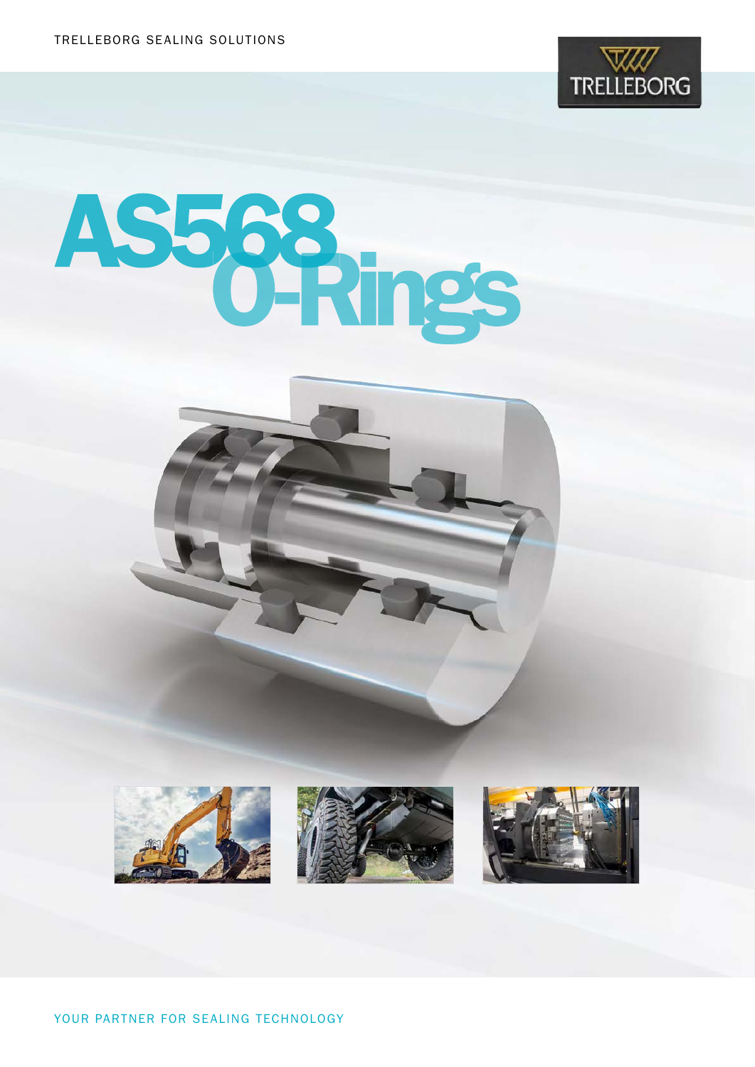TRELLEBORG SEALING SOLUTIONS

# AS568 O-Rings

YOUR PARTNER FOR SEALING TECHNOLOGY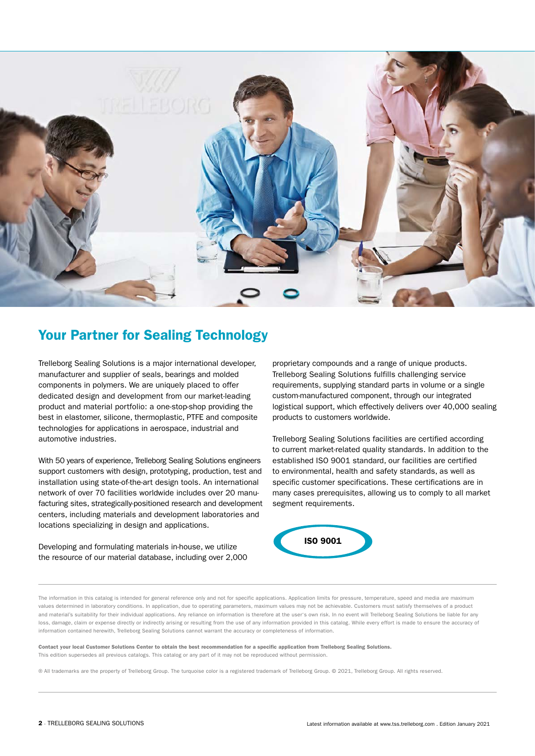## Your Partner for Sealing Technology

Trelleborg Sealing Solutions is a major international developer, manufacturer and supplier of seals, bearings and molded components in polymers. We are uniquely placed to offer dedicated design and development from our market-leading product and material portfolio: a one-stop-shop providing the best in elastomer, silicone, thermoplastic, PTFE and composite technologies for applications in aerospace, industrial and automotive industries.

With 50 years of experience, Trelleborg Sealing Solutions engineers support customers with design, prototyping, production, test and installation using state-of-the-art design tools. An international network of over 70 facilities worldwide includes over 20 manufacturing sites, strategically-positioned research and development centers, including materials and development laboratories and locations specializing in design and applications.

Developing and formulating materials in-house, we utilize the resource of our material database, including over 2,000 proprietary compounds and a range of unique products. Trelleborg Sealing Solutions fulfills challenging service requirements, supplying standard parts in volume or a single custom-manufactured component, through our integrated logistical support, which effectively delivers over 40,000 sealing products to customers worldwide.

Trelleborg Sealing Solutions facilities are certified according to current market-related quality standards. In addition to the established ISO 9001 standard, our facilities are certified to environmental, health and safety standards, as well as specific customer specifications. These certifications are in many cases prerequisites, allowing us to comply to all market segment requirements.

**ISO 9001**

---

The information in this catalog is intended for general reference only and not for specific applications. Application limits for pressure, temperature, speed and media are maximum values determined in laboratory conditions. In application, due to operating parameters, maximum values may not be achievable. Customers must satisfy themselves of a product and material's suitability for their individual applications. Any reliance on information is therefore at the user's own risk. In no event will Trelleborg Sealing Solutions be liable for any loss, damage, claim or expense directly or indirectly arising or resulting from the use of any information provided in this catalog. While every effort is made to ensure the accuracy of information contained herewith, Trelleborg Sealing Solutions cannot warrant the accuracy or completeness of information.

**Contact your local Customer Solutions Center to obtain the best recommendation for a specific application from Trelleborg Sealing Solutions.**
This edition supersedes all previous catalogs. This catalog or any part of it may not be reproduced without permission.

® All trademarks are the property of Trelleborg Group. The turquoise color is a registered trademark of Trelleborg Group. © 2021, Trelleborg Group. All rights reserved.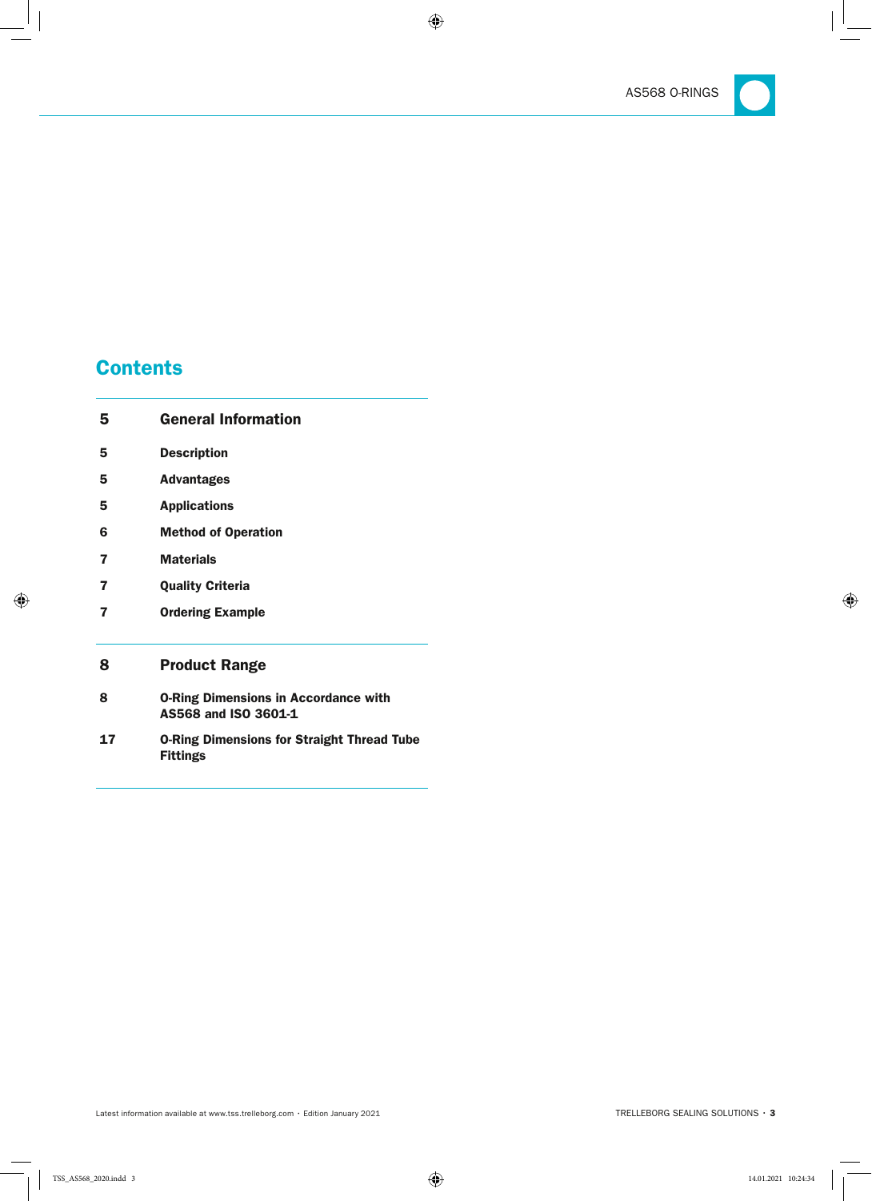# Contents

| | |
|---|---|
| **5** | **General Information** |
| 5 | Description |
| 5 | Advantages |
| 5 | Applications |
| 6 | Method of Operation |
| 7 | Materials |
| 7 | Quality Criteria |
| 7 | Ordering Example |
| **8** | **Product Range** |
| 8 | O-Ring Dimensions in Accordance with AS568 and ISO 3601-1 |
| 17 | O-Ring Dimensions for Straight Thread Tube Fittings |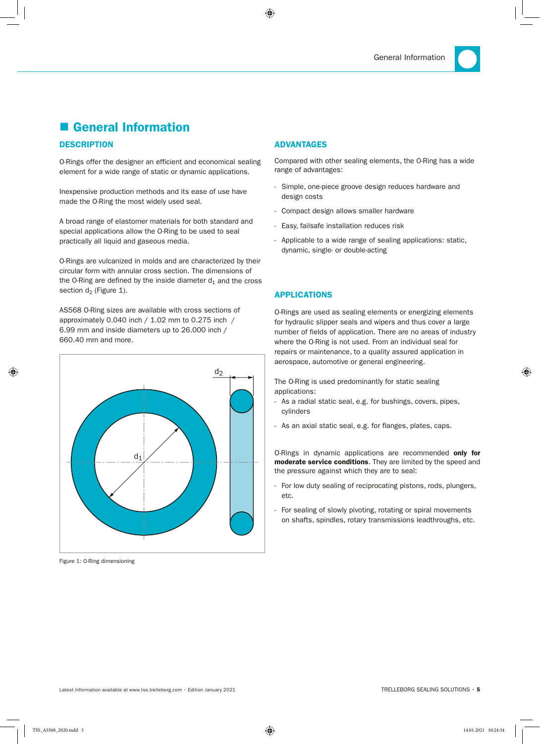# General Information

## DESCRIPTION

O-Rings offer the designer an efficient and economical sealing element for a wide range of static or dynamic applications.

Inexpensive production methods and its ease of use have made the O-Ring the most widely used seal.

A broad range of elastomer materials for both standard and special applications allow the O-Ring to be used to seal practically all liquid and gaseous media.

O-Rings are vulcanized in molds and are characterized by their circular form with annular cross section. The dimensions of the O-Ring are defined by the inside diameter $d_1$ and the cross section $d_2$ (Figure 1).

AS568 O-Ring sizes are available with cross sections of approximately 0.040 inch / 1.02 mm to 0.275 inch / 6.99 mm and inside diameters up to 26.000 inch / 660.40 mm and more.

Figure 1: O-Ring dimensioning

## ADVANTAGES

Compared with other sealing elements, the O-Ring has a wide range of advantages:

- Simple, one-piece groove design reduces hardware and design costs
- Compact design allows smaller hardware
- Easy, failsafe installation reduces risk
- Applicable to a wide range of sealing applications: static, dynamic, single- or double-acting

## APPLICATIONS

O-Rings are used as sealing elements or energizing elements for hydraulic slipper seals and wipers and thus cover a large number of fields of application. There are no areas of industry where the O-Ring is not used. From an individual seal for repairs or maintenance, to a quality assured application in aerospace, automotive or general engineering.

The O-Ring is used predominantly for static sealing applications:

- As a radial static seal, e.g. for bushings, covers, pipes, cylinders
- As an axial static seal, e.g. for flanges, plates, caps.

O-Rings in dynamic applications are recommended **only for moderate service conditions**. They are limited by the speed and the pressure against which they are to seal:

- For low duty sealing of reciprocating pistons, rods, plungers, etc.
- For sealing of slowly pivoting, rotating or spiral movements on shafts, spindles, rotary transmissions leadthroughs, etc.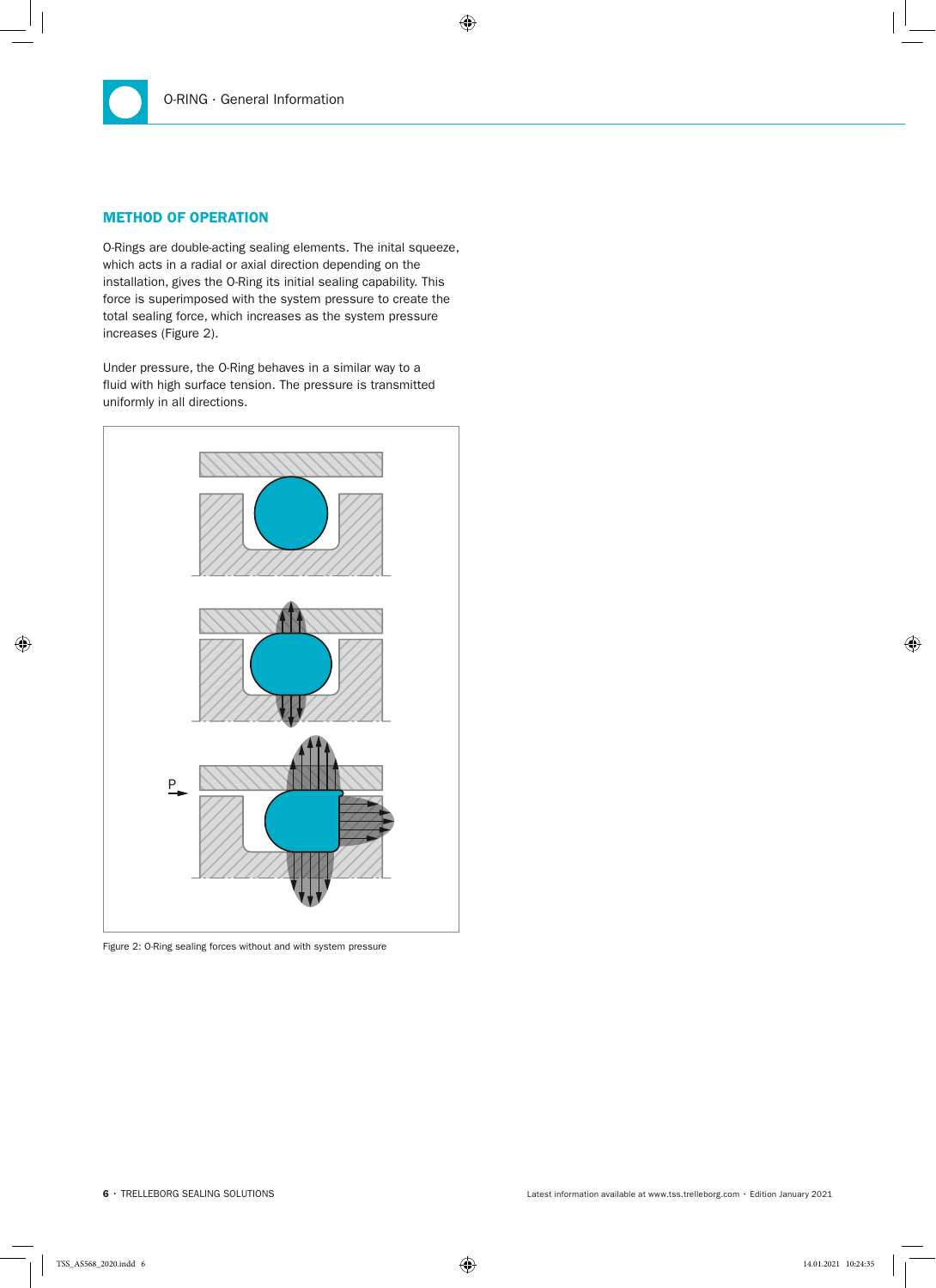## METHOD OF OPERATION

O-Rings are double-acting sealing elements. The inital squeeze, which acts in a radial or axial direction depending on the installation, gives the O-Ring its initial sealing capability. This force is superimposed with the system pressure to create the total sealing force, which increases as the system pressure increases (Figure 2).

Under pressure, the O-Ring behaves in a similar way to a fluid with high surface tension. The pressure is transmitted uniformly in all directions.

Figure 2: O-Ring sealing forces without and with system pressure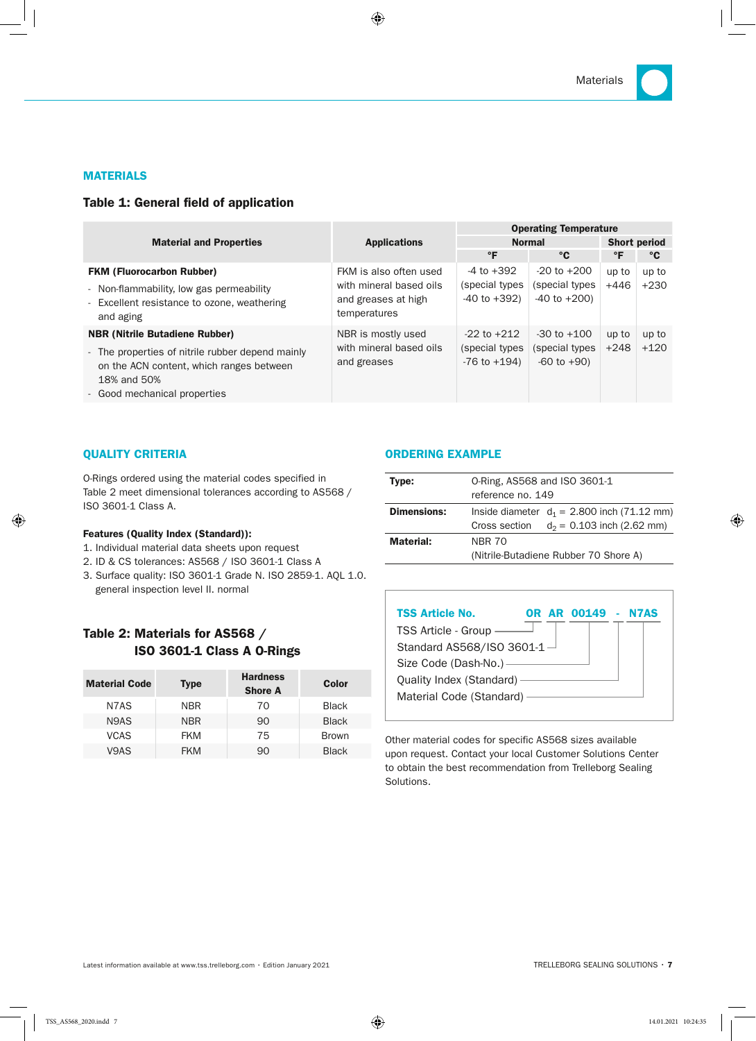## MATERIALS

### Table 1: General field of application

| Material and Properties | Applications | Operating Temperature | | | |
|---|---|---|---|---|---|
| | | Normal | | Short period | |
| | | °F | °C | °F | °C |
| **FKM (Fluorocarbon Rubber)**<br>- Non-flammability, low gas permeability<br>- Excellent resistance to ozone, weathering and aging | FKM is also often used with mineral based oils and greases at high temperatures | -4 to +392 (special types -40 to +392) | -20 to +200 (special types -40 to +200) | up to +446 | up to +230 |
| **NBR (Nitrile Butadiene Rubber)**<br>- The properties of nitrile rubber depend mainly on the ACN content, which ranges between 18% and 50%<br>- Good mechanical properties | NBR is mostly used with mineral based oils and greases | -22 to +212 (special types -76 to +194) | -30 to +100 (special types -60 to +90) | up to +248 | up to +120 |

## QUALITY CRITERIA

O-Rings ordered using the material codes specified in Table 2 meet dimensional tolerances according to AS568 / ISO 3601-1 Class A.

**Features (Quality Index (Standard)):**

1. Individual material data sheets upon request
2. ID & CS tolerances: AS568 / ISO 3601-1 Class A
3. Surface quality: ISO 3601-1 Grade N. ISO 2859-1. AQL 1.0. general inspection level II. normal

### Table 2: Materials for AS568 / ISO 3601-1 Class A O-Rings

| Material Code | Type | Hardness Shore A | Color |
|---|---|---|---|
| N7AS | NBR | 70 | Black |
| N9AS | NBR | 90 | Black |
| VCAS | FKM | 75 | Brown |
| V9AS | FKM | 90 | Black |

## ORDERING EXAMPLE

| | |
|---|---|
| **Type:** | O-Ring, AS568 and ISO 3601-1 reference no. 149 |
| **Dimensions:** | Inside diameter $d_1$ = 2.800 inch (71.12 mm)<br>Cross section $d_2$ = 0.103 inch (2.62 mm) |
| **Material:** | NBR 70 (Nitrile-Butadiene Rubber 70 Shore A) |

**TSS Article No.** OR AR 00149 - N7AS

- TSS Article - Group: OR
- Standard AS568/ISO 3601-1: AR
- Size Code (Dash-No.): 00149
- Quality Index (Standard): -
- Material Code (Standard): N7AS

Other material codes for specific AS568 sizes available upon request. Contact your local Customer Solutions Center to obtain the best recommendation from Trelleborg Sealing Solutions.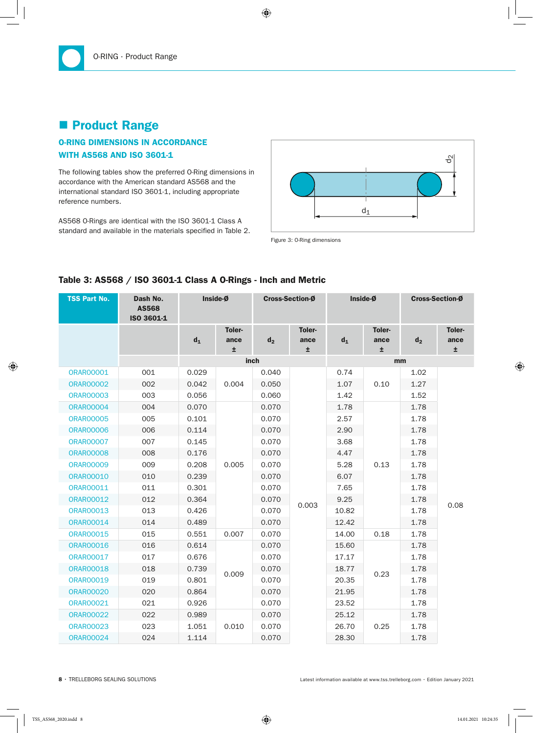## Product Range

### O-RING DIMENSIONS IN ACCORDANCE WITH AS568 AND ISO 3601-1

The following tables show the preferred O-Ring dimensions in accordance with the American standard AS568 and the international standard ISO 3601-1, including appropriate reference numbers.

AS568 O-Rings are identical with the ISO 3601-1 Class A standard and available in the materials specified in Table 2.

Figure 3: O-Ring dimensions

### Table 3: AS568 / ISO 3601-1 Class A O-Rings - Inch and Metric

| TSS Part No. | Dash No. AS568 ISO 3601-1 | Inside-Ø | | Cross-Section-Ø | | Inside-Ø | | Cross-Section-Ø | |
|---|---|---|---|---|---|---|---|---|---|
| | | $d_1$ | Toler-ance ± | $d_2$ | Toler-ance ± | $d_1$ | Toler-ance ± | $d_2$ | Toler-ance ± |
| | | inch | | | | mm | | | |
| ORAR00001 | 001 | 0.029 | 0.004 | 0.040 | 0.003 | 0.74 | 0.10 | 1.02 | 0.08 |
| ORAR00002 | 002 | 0.042 | 0.004 | 0.050 | 0.003 | 1.07 | 0.10 | 1.27 | 0.08 |
| ORAR00003 | 003 | 0.056 | 0.004 | 0.060 | 0.003 | 1.42 | 0.10 | 1.52 | 0.08 |
| ORAR00004 | 004 | 0.070 | 0.005 | 0.070 | 0.003 | 1.78 | 0.13 | 1.78 | 0.08 |
| ORAR00005 | 005 | 0.101 | 0.005 | 0.070 | 0.003 | 2.57 | 0.13 | 1.78 | 0.08 |
| ORAR00006 | 006 | 0.114 | 0.005 | 0.070 | 0.003 | 2.90 | 0.13 | 1.78 | 0.08 |
| ORAR00007 | 007 | 0.145 | 0.005 | 0.070 | 0.003 | 3.68 | 0.13 | 1.78 | 0.08 |
| ORAR00008 | 008 | 0.176 | 0.005 | 0.070 | 0.003 | 4.47 | 0.13 | 1.78 | 0.08 |
| ORAR00009 | 009 | 0.208 | 0.005 | 0.070 | 0.003 | 5.28 | 0.13 | 1.78 | 0.08 |
| ORAR00010 | 010 | 0.239 | 0.005 | 0.070 | 0.003 | 6.07 | 0.13 | 1.78 | 0.08 |
| ORAR00011 | 011 | 0.301 | 0.005 | 0.070 | 0.003 | 7.65 | 0.13 | 1.78 | 0.08 |
| ORAR00012 | 012 | 0.364 | 0.005 | 0.070 | 0.003 | 9.25 | 0.13 | 1.78 | 0.08 |
| ORAR00013 | 013 | 0.426 | 0.005 | 0.070 | 0.003 | 10.82 | 0.13 | 1.78 | 0.08 |
| ORAR00014 | 014 | 0.489 | 0.005 | 0.070 | 0.003 | 12.42 | 0.13 | 1.78 | 0.08 |
| ORAR00015 | 015 | 0.551 | 0.007 | 0.070 | 0.003 | 14.00 | 0.18 | 1.78 | 0.08 |
| ORAR00016 | 016 | 0.614 | 0.009 | 0.070 | 0.003 | 15.60 | 0.23 | 1.78 | 0.08 |
| ORAR00017 | 017 | 0.676 | 0.009 | 0.070 | 0.003 | 17.17 | 0.23 | 1.78 | 0.08 |
| ORAR00018 | 018 | 0.739 | 0.009 | 0.070 | 0.003 | 18.77 | 0.23 | 1.78 | 0.08 |
| ORAR00019 | 019 | 0.801 | 0.009 | 0.070 | 0.003 | 20.35 | 0.23 | 1.78 | 0.08 |
| ORAR00020 | 020 | 0.864 | 0.009 | 0.070 | 0.003 | 21.95 | 0.23 | 1.78 | 0.08 |
| ORAR00021 | 021 | 0.926 | 0.009 | 0.070 | 0.003 | 23.52 | 0.23 | 1.78 | 0.08 |
| ORAR00022 | 022 | 0.989 | 0.010 | 0.070 | 0.003 | 25.12 | 0.25 | 1.78 | 0.08 |
| ORAR00023 | 023 | 1.051 | 0.010 | 0.070 | 0.003 | 26.70 | 0.25 | 1.78 | 0.08 |
| ORAR00024 | 024 | 1.114 | 0.010 | 0.070 | 0.003 | 28.30 | 0.25 | 1.78 | 0.08 |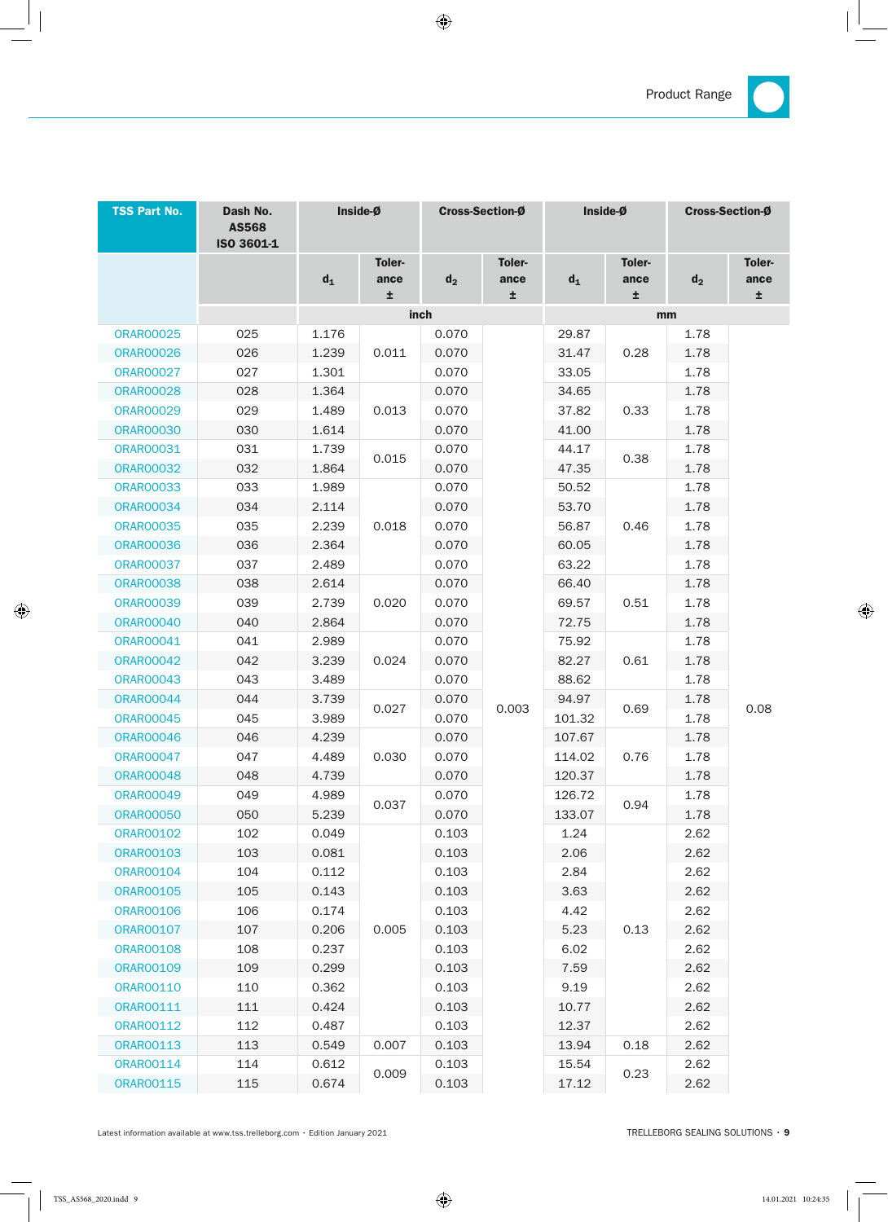| TSS Part No. | Dash No. AS568 ISO 3601-1 | Inside-Ø | | Cross-Section-Ø | | Inside-Ø | | Cross-Section-Ø | |
|---|---|---|---|---|---|---|---|---|---|
| | | $d_1$ | Tolerance ± | $d_2$ | Tolerance ± | $d_1$ | Tolerance ± | $d_2$ | Tolerance ± |
| | | inch | | | | mm | | | |
| ORAR00025 | 025 | 1.176 | 0.011 | 0.070 | 0.003 | 29.87 | 0.28 | 1.78 | 0.08 |
| ORAR00026 | 026 | 1.239 | | 0.070 | | 31.47 | | 1.78 | |
| ORAR00027 | 027 | 1.301 | | 0.070 | | 33.05 | | 1.78 | |
| ORAR00028 | 028 | 1.364 | 0.013 | 0.070 | | 34.65 | 0.33 | 1.78 | |
| ORAR00029 | 029 | 1.489 | | 0.070 | | 37.82 | | 1.78 | |
| ORAR00030 | 030 | 1.614 | | 0.070 | | 41.00 | | 1.78 | |
| ORAR00031 | 031 | 1.739 | 0.015 | 0.070 | | 44.17 | 0.38 | 1.78 | |
| ORAR00032 | 032 | 1.864 | | 0.070 | | 47.35 | | 1.78 | |
| ORAR00033 | 033 | 1.989 | 0.018 | 0.070 | | 50.52 | 0.46 | 1.78 | |
| ORAR00034 | 034 | 2.114 | | 0.070 | | 53.70 | | 1.78 | |
| ORAR00035 | 035 | 2.239 | | 0.070 | | 56.87 | | 1.78 | |
| ORAR00036 | 036 | 2.364 | | 0.070 | | 60.05 | | 1.78 | |
| ORAR00037 | 037 | 2.489 | | 0.070 | | 63.22 | | 1.78 | |
| ORAR00038 | 038 | 2.614 | 0.020 | 0.070 | | 66.40 | 0.51 | 1.78 | |
| ORAR00039 | 039 | 2.739 | | 0.070 | | 69.57 | | 1.78 | |
| ORAR00040 | 040 | 2.864 | | 0.070 | | 72.75 | | 1.78 | |
| ORAR00041 | 041 | 2.989 | 0.024 | 0.070 | | 75.92 | 0.61 | 1.78 | |
| ORAR00042 | 042 | 3.239 | | 0.070 | | 82.27 | | 1.78 | |
| ORAR00043 | 043 | 3.489 | | 0.070 | | 88.62 | | 1.78 | |
| ORAR00044 | 044 | 3.739 | 0.027 | 0.070 | | 94.97 | 0.69 | 1.78 | |
| ORAR00045 | 045 | 3.989 | | 0.070 | | 101.32 | | 1.78 | |
| ORAR00046 | 046 | 4.239 | 0.030 | 0.070 | | 107.67 | 0.76 | 1.78 | |
| ORAR00047 | 047 | 4.489 | | 0.070 | | 114.02 | | 1.78 | |
| ORAR00048 | 048 | 4.739 | | 0.070 | | 120.37 | | 1.78 | |
| ORAR00049 | 049 | 4.989 | 0.037 | 0.070 | | 126.72 | 0.94 | 1.78 | |
| ORAR00050 | 050 | 5.239 | | 0.070 | | 133.07 | | 1.78 | |
| ORAR00102 | 102 | 0.049 | 0.005 | 0.103 | | 1.24 | 0.13 | 2.62 | |
| ORAR00103 | 103 | 0.081 | | 0.103 | | 2.06 | | 2.62 | |
| ORAR00104 | 104 | 0.112 | | 0.103 | | 2.84 | | 2.62 | |
| ORAR00105 | 105 | 0.143 | | 0.103 | | 3.63 | | 2.62 | |
| ORAR00106 | 106 | 0.174 | | 0.103 | | 4.42 | | 2.62 | |
| ORAR00107 | 107 | 0.206 | | 0.103 | | 5.23 | | 2.62 | |
| ORAR00108 | 108 | 0.237 | | 0.103 | | 6.02 | | 2.62 | |
| ORAR00109 | 109 | 0.299 | | 0.103 | | 7.59 | | 2.62 | |
| ORAR00110 | 110 | 0.362 | | 0.103 | | 9.19 | | 2.62 | |
| ORAR00111 | 111 | 0.424 | | 0.103 | | 10.77 | | 2.62 | |
| ORAR00112 | 112 | 0.487 | | 0.103 | | 12.37 | | 2.62 | |
| ORAR00113 | 113 | 0.549 | 0.007 | 0.103 | | 13.94 | 0.18 | 2.62 | |
| ORAR00114 | 114 | 0.612 | 0.009 | 0.103 | | 15.54 | 0.23 | 2.62 | |
| ORAR00115 | 115 | 0.674 | | 0.103 | | 17.12 | | 2.62 | |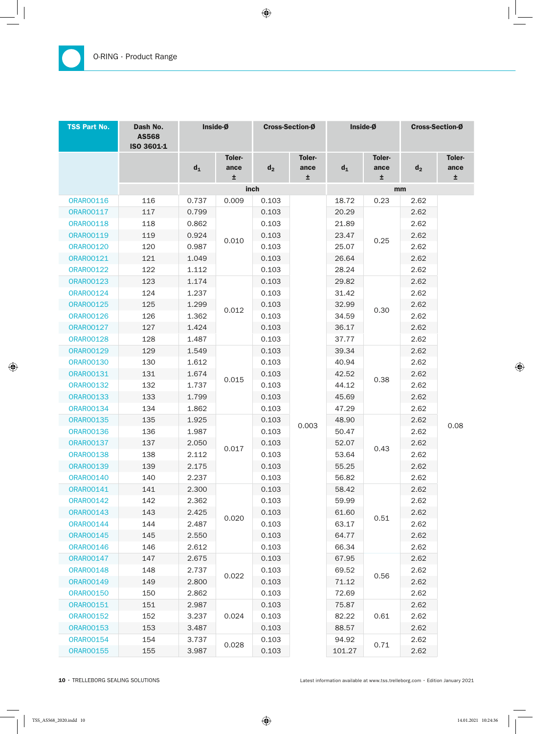## O-RING · Product Range

| TSS Part No. | Dash No. AS568 ISO 3601-1 | Inside-Ø | | Cross-Section-Ø | | Inside-Ø | | Cross-Section-Ø | |
|---|---|---|---|---|---|---|---|---|---|
| | | $d_1$ | Toler-ance ± | $d_2$ | Toler-ance ± | $d_1$ | Toler-ance ± | $d_2$ | Toler-ance ± |
| | | inch | | | | mm | | | |
| ORAR00116 | 116 | 0.737 | 0.009 | 0.103 | 0.003 | 18.72 | 0.23 | 2.62 | 0.08 |
| ORAR00117 | 117 | 0.799 | 0.010 | 0.103 | 0.003 | 20.29 | 0.25 | 2.62 | 0.08 |
| ORAR00118 | 118 | 0.862 | 0.010 | 0.103 | 0.003 | 21.89 | 0.25 | 2.62 | 0.08 |
| ORAR00119 | 119 | 0.924 | 0.010 | 0.103 | 0.003 | 23.47 | 0.25 | 2.62 | 0.08 |
| ORAR00120 | 120 | 0.987 | 0.010 | 0.103 | 0.003 | 25.07 | 0.25 | 2.62 | 0.08 |
| ORAR00121 | 121 | 1.049 | 0.010 | 0.103 | 0.003 | 26.64 | 0.25 | 2.62 | 0.08 |
| ORAR00122 | 122 | 1.112 | 0.010 | 0.103 | 0.003 | 28.24 | 0.25 | 2.62 | 0.08 |
| ORAR00123 | 123 | 1.174 | 0.012 | 0.103 | 0.003 | 29.82 | 0.30 | 2.62 | 0.08 |
| ORAR00124 | 124 | 1.237 | 0.012 | 0.103 | 0.003 | 31.42 | 0.30 | 2.62 | 0.08 |
| ORAR00125 | 125 | 1.299 | 0.012 | 0.103 | 0.003 | 32.99 | 0.30 | 2.62 | 0.08 |
| ORAR00126 | 126 | 1.362 | 0.012 | 0.103 | 0.003 | 34.59 | 0.30 | 2.62 | 0.08 |
| ORAR00127 | 127 | 1.424 | 0.012 | 0.103 | 0.003 | 36.17 | 0.30 | 2.62 | 0.08 |
| ORAR00128 | 128 | 1.487 | 0.012 | 0.103 | 0.003 | 37.77 | 0.30 | 2.62 | 0.08 |
| ORAR00129 | 129 | 1.549 | 0.015 | 0.103 | 0.003 | 39.34 | 0.38 | 2.62 | 0.08 |
| ORAR00130 | 130 | 1.612 | 0.015 | 0.103 | 0.003 | 40.94 | 0.38 | 2.62 | 0.08 |
| ORAR00131 | 131 | 1.674 | 0.015 | 0.103 | 0.003 | 42.52 | 0.38 | 2.62 | 0.08 |
| ORAR00132 | 132 | 1.737 | 0.015 | 0.103 | 0.003 | 44.12 | 0.38 | 2.62 | 0.08 |
| ORAR00133 | 133 | 1.799 | 0.015 | 0.103 | 0.003 | 45.69 | 0.38 | 2.62 | 0.08 |
| ORAR00134 | 134 | 1.862 | 0.015 | 0.103 | 0.003 | 47.29 | 0.38 | 2.62 | 0.08 |
| ORAR00135 | 135 | 1.925 | 0.017 | 0.103 | 0.003 | 48.90 | 0.43 | 2.62 | 0.08 |
| ORAR00136 | 136 | 1.987 | 0.017 | 0.103 | 0.003 | 50.47 | 0.43 | 2.62 | 0.08 |
| ORAR00137 | 137 | 2.050 | 0.017 | 0.103 | 0.003 | 52.07 | 0.43 | 2.62 | 0.08 |
| ORAR00138 | 138 | 2.112 | 0.017 | 0.103 | 0.003 | 53.64 | 0.43 | 2.62 | 0.08 |
| ORAR00139 | 139 | 2.175 | 0.017 | 0.103 | 0.003 | 55.25 | 0.43 | 2.62 | 0.08 |
| ORAR00140 | 140 | 2.237 | 0.017 | 0.103 | 0.003 | 56.82 | 0.43 | 2.62 | 0.08 |
| ORAR00141 | 141 | 2.300 | 0.020 | 0.103 | 0.003 | 58.42 | 0.51 | 2.62 | 0.08 |
| ORAR00142 | 142 | 2.362 | 0.020 | 0.103 | 0.003 | 59.99 | 0.51 | 2.62 | 0.08 |
| ORAR00143 | 143 | 2.425 | 0.020 | 0.103 | 0.003 | 61.60 | 0.51 | 2.62 | 0.08 |
| ORAR00144 | 144 | 2.487 | 0.020 | 0.103 | 0.003 | 63.17 | 0.51 | 2.62 | 0.08 |
| ORAR00145 | 145 | 2.550 | 0.020 | 0.103 | 0.003 | 64.77 | 0.51 | 2.62 | 0.08 |
| ORAR00146 | 146 | 2.612 | 0.020 | 0.103 | 0.003 | 66.34 | 0.51 | 2.62 | 0.08 |
| ORAR00147 | 147 | 2.675 | 0.022 | 0.103 | 0.003 | 67.95 | 0.56 | 2.62 | 0.08 |
| ORAR00148 | 148 | 2.737 | 0.022 | 0.103 | 0.003 | 69.52 | 0.56 | 2.62 | 0.08 |
| ORAR00149 | 149 | 2.800 | 0.022 | 0.103 | 0.003 | 71.12 | 0.56 | 2.62 | 0.08 |
| ORAR00150 | 150 | 2.862 | 0.022 | 0.103 | 0.003 | 72.69 | 0.56 | 2.62 | 0.08 |
| ORAR00151 | 151 | 2.987 | 0.024 | 0.103 | 0.003 | 75.87 | 0.61 | 2.62 | 0.08 |
| ORAR00152 | 152 | 3.237 | 0.024 | 0.103 | 0.003 | 82.22 | 0.61 | 2.62 | 0.08 |
| ORAR00153 | 153 | 3.487 | 0.024 | 0.103 | 0.003 | 88.57 | 0.61 | 2.62 | 0.08 |
| ORAR00154 | 154 | 3.737 | 0.028 | 0.103 | 0.003 | 94.92 | 0.71 | 2.62 | 0.08 |
| ORAR00155 | 155 | 3.987 | 0.028 | 0.103 | 0.003 | 101.27 | 0.71 | 2.62 | 0.08 |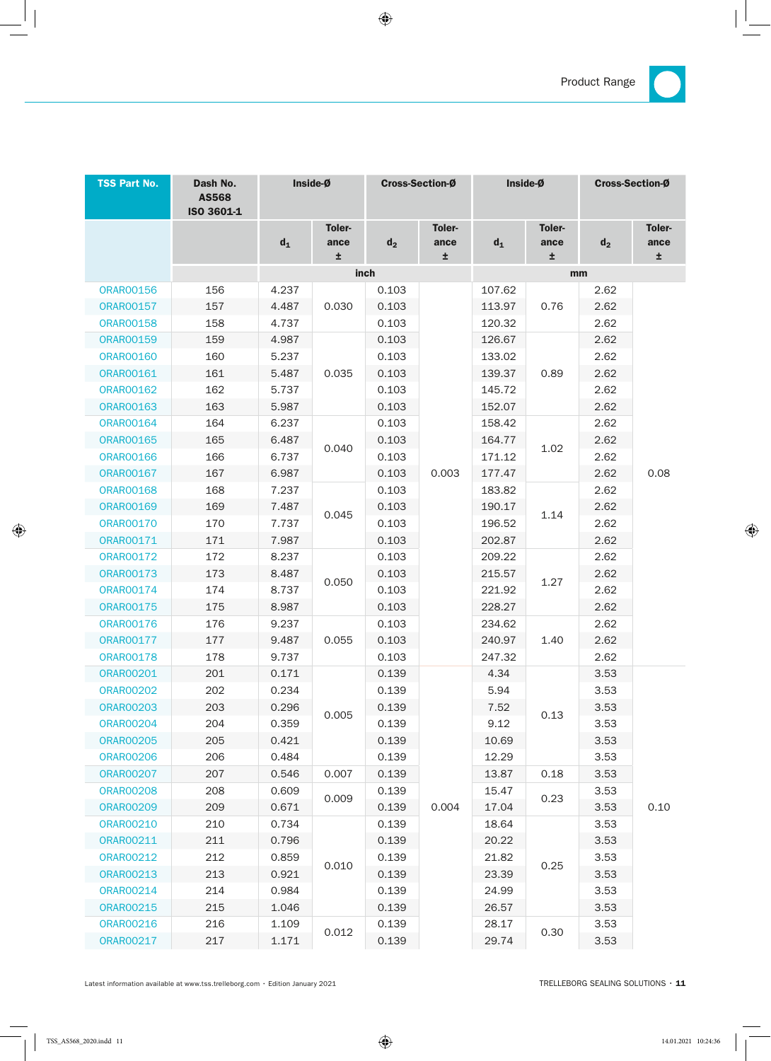| TSS Part No. | Dash No. AS568 ISO 3601-1 | Inside-Ø | | Cross-Section-Ø | | Inside-Ø | | Cross-Section-Ø | |
|---|---|---|---|---|---|---|---|---|---|
| | | $d_1$ | Toler-ance ± | $d_2$ | Toler-ance ± | $d_1$ | Toler-ance ± | $d_2$ | Toler-ance ± |
| | | inch | | | | mm | | | |
| ORAR00156 | 156 | 4.237 | 0.030 | 0.103 | 0.003 | 107.62 | 0.76 | 2.62 | 0.08 |
| ORAR00157 | 157 | 4.487 | 0.030 | 0.103 | 0.003 | 113.97 | 0.76 | 2.62 | 0.08 |
| ORAR00158 | 158 | 4.737 | 0.030 | 0.103 | 0.003 | 120.32 | 0.76 | 2.62 | 0.08 |
| ORAR00159 | 159 | 4.987 | 0.035 | 0.103 | 0.003 | 126.67 | 0.89 | 2.62 | 0.08 |
| ORAR00160 | 160 | 5.237 | 0.035 | 0.103 | 0.003 | 133.02 | 0.89 | 2.62 | 0.08 |
| ORAR00161 | 161 | 5.487 | 0.035 | 0.103 | 0.003 | 139.37 | 0.89 | 2.62 | 0.08 |
| ORAR00162 | 162 | 5.737 | 0.035 | 0.103 | 0.003 | 145.72 | 0.89 | 2.62 | 0.08 |
| ORAR00163 | 163 | 5.987 | 0.035 | 0.103 | 0.003 | 152.07 | 0.89 | 2.62 | 0.08 |
| ORAR00164 | 164 | 6.237 | 0.040 | 0.103 | 0.003 | 158.42 | 1.02 | 2.62 | 0.08 |
| ORAR00165 | 165 | 6.487 | 0.040 | 0.103 | 0.003 | 164.77 | 1.02 | 2.62 | 0.08 |
| ORAR00166 | 166 | 6.737 | 0.040 | 0.103 | 0.003 | 171.12 | 1.02 | 2.62 | 0.08 |
| ORAR00167 | 167 | 6.987 | 0.040 | 0.103 | 0.003 | 177.47 | 1.02 | 2.62 | 0.08 |
| ORAR00168 | 168 | 7.237 | 0.045 | 0.103 | 0.003 | 183.82 | 1.14 | 2.62 | 0.08 |
| ORAR00169 | 169 | 7.487 | 0.045 | 0.103 | 0.003 | 190.17 | 1.14 | 2.62 | 0.08 |
| ORAR00170 | 170 | 7.737 | 0.045 | 0.103 | 0.003 | 196.52 | 1.14 | 2.62 | 0.08 |
| ORAR00171 | 171 | 7.987 | 0.045 | 0.103 | 0.003 | 202.87 | 1.14 | 2.62 | 0.08 |
| ORAR00172 | 172 | 8.237 | 0.050 | 0.103 | 0.003 | 209.22 | 1.27 | 2.62 | 0.08 |
| ORAR00173 | 173 | 8.487 | 0.050 | 0.103 | 0.003 | 215.57 | 1.27 | 2.62 | 0.08 |
| ORAR00174 | 174 | 8.737 | 0.050 | 0.103 | 0.003 | 221.92 | 1.27 | 2.62 | 0.08 |
| ORAR00175 | 175 | 8.987 | 0.050 | 0.103 | 0.003 | 228.27 | 1.27 | 2.62 | 0.08 |
| ORAR00176 | 176 | 9.237 | 0.055 | 0.103 | 0.003 | 234.62 | 1.40 | 2.62 | 0.08 |
| ORAR00177 | 177 | 9.487 | 0.055 | 0.103 | 0.003 | 240.97 | 1.40 | 2.62 | 0.08 |
| ORAR00178 | 178 | 9.737 | 0.055 | 0.103 | 0.003 | 247.32 | 1.40 | 2.62 | 0.08 |
| ORAR00201 | 201 | 0.171 | 0.005 | 0.139 | 0.004 | 4.34 | 0.13 | 3.53 | 0.10 |
| ORAR00202 | 202 | 0.234 | 0.005 | 0.139 | 0.004 | 5.94 | 0.13 | 3.53 | 0.10 |
| ORAR00203 | 203 | 0.296 | 0.005 | 0.139 | 0.004 | 7.52 | 0.13 | 3.53 | 0.10 |
| ORAR00204 | 204 | 0.359 | 0.005 | 0.139 | 0.004 | 9.12 | 0.13 | 3.53 | 0.10 |
| ORAR00205 | 205 | 0.421 | 0.005 | 0.139 | 0.004 | 10.69 | 0.13 | 3.53 | 0.10 |
| ORAR00206 | 206 | 0.484 | 0.005 | 0.139 | 0.004 | 12.29 | 0.13 | 3.53 | 0.10 |
| ORAR00207 | 207 | 0.546 | 0.007 | 0.139 | 0.004 | 13.87 | 0.18 | 3.53 | 0.10 |
| ORAR00208 | 208 | 0.609 | 0.009 | 0.139 | 0.004 | 15.47 | 0.23 | 3.53 | 0.10 |
| ORAR00209 | 209 | 0.671 | 0.009 | 0.139 | 0.004 | 17.04 | 0.23 | 3.53 | 0.10 |
| ORAR00210 | 210 | 0.734 | 0.010 | 0.139 | 0.004 | 18.64 | 0.25 | 3.53 | 0.10 |
| ORAR00211 | 211 | 0.796 | 0.010 | 0.139 | 0.004 | 20.22 | 0.25 | 3.53 | 0.10 |
| ORAR00212 | 212 | 0.859 | 0.010 | 0.139 | 0.004 | 21.82 | 0.25 | 3.53 | 0.10 |
| ORAR00213 | 213 | 0.921 | 0.010 | 0.139 | 0.004 | 23.39 | 0.25 | 3.53 | 0.10 |
| ORAR00214 | 214 | 0.984 | 0.010 | 0.139 | 0.004 | 24.99 | 0.25 | 3.53 | 0.10 |
| ORAR00215 | 215 | 1.046 | 0.010 | 0.139 | 0.004 | 26.57 | 0.25 | 3.53 | 0.10 |
| ORAR00216 | 216 | 1.109 | 0.012 | 0.139 | 0.004 | 28.17 | 0.30 | 3.53 | 0.10 |
| ORAR00217 | 217 | 1.171 | 0.012 | 0.139 | 0.004 | 29.74 | 0.30 | 3.53 | 0.10 |

Latest information available at www.tss.trelleborg.com · Edition January 2021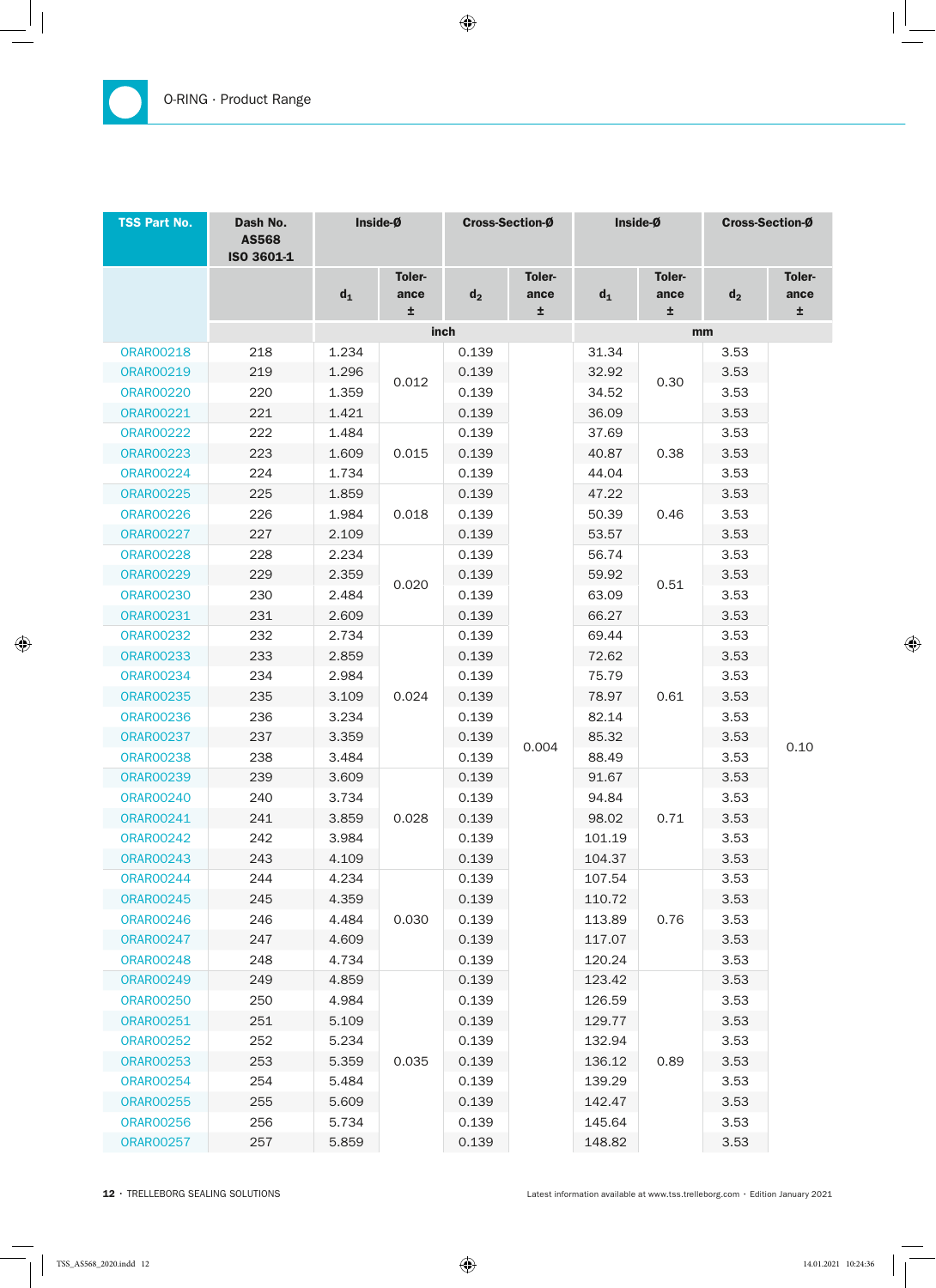## O-RING · Product Range

| TSS Part No. | Dash No. AS568 ISO 3601-1 | Inside-Ø | | Cross-Section-Ø | | Inside-Ø | | Cross-Section-Ø | |
|---|---|---|---|---|---|---|---|---|---|
| | | $d_1$ | Toler- ance ± | $d_2$ | Toler- ance ± | $d_1$ | Toler- ance ± | $d_2$ | Toler- ance ± |
| | | inch | | | | mm | | | |
| ORAR00218 | 218 | 1.234 | 0.012 | 0.139 | 0.004 | 31.34 | 0.30 | 3.53 | 0.10 |
| ORAR00219 | 219 | 1.296 | 0.012 | 0.139 | 0.004 | 32.92 | 0.30 | 3.53 | 0.10 |
| ORAR00220 | 220 | 1.359 | 0.012 | 0.139 | 0.004 | 34.52 | 0.30 | 3.53 | 0.10 |
| ORAR00221 | 221 | 1.421 | 0.012 | 0.139 | 0.004 | 36.09 | 0.30 | 3.53 | 0.10 |
| ORAR00222 | 222 | 1.484 | 0.015 | 0.139 | 0.004 | 37.69 | 0.38 | 3.53 | 0.10 |
| ORAR00223 | 223 | 1.609 | 0.015 | 0.139 | 0.004 | 40.87 | 0.38 | 3.53 | 0.10 |
| ORAR00224 | 224 | 1.734 | 0.015 | 0.139 | 0.004 | 44.04 | 0.38 | 3.53 | 0.10 |
| ORAR00225 | 225 | 1.859 | 0.018 | 0.139 | 0.004 | 47.22 | 0.46 | 3.53 | 0.10 |
| ORAR00226 | 226 | 1.984 | 0.018 | 0.139 | 0.004 | 50.39 | 0.46 | 3.53 | 0.10 |
| ORAR00227 | 227 | 2.109 | 0.018 | 0.139 | 0.004 | 53.57 | 0.46 | 3.53 | 0.10 |
| ORAR00228 | 228 | 2.234 | 0.020 | 0.139 | 0.004 | 56.74 | 0.51 | 3.53 | 0.10 |
| ORAR00229 | 229 | 2.359 | 0.020 | 0.139 | 0.004 | 59.92 | 0.51 | 3.53 | 0.10 |
| ORAR00230 | 230 | 2.484 | 0.020 | 0.139 | 0.004 | 63.09 | 0.51 | 3.53 | 0.10 |
| ORAR00231 | 231 | 2.609 | 0.020 | 0.139 | 0.004 | 66.27 | 0.51 | 3.53 | 0.10 |
| ORAR00232 | 232 | 2.734 | 0.024 | 0.139 | 0.004 | 69.44 | 0.61 | 3.53 | 0.10 |
| ORAR00233 | 233 | 2.859 | 0.024 | 0.139 | 0.004 | 72.62 | 0.61 | 3.53 | 0.10 |
| ORAR00234 | 234 | 2.984 | 0.024 | 0.139 | 0.004 | 75.79 | 0.61 | 3.53 | 0.10 |
| ORAR00235 | 235 | 3.109 | 0.024 | 0.139 | 0.004 | 78.97 | 0.61 | 3.53 | 0.10 |
| ORAR00236 | 236 | 3.234 | 0.024 | 0.139 | 0.004 | 82.14 | 0.61 | 3.53 | 0.10 |
| ORAR00237 | 237 | 3.359 | 0.024 | 0.139 | 0.004 | 85.32 | 0.61 | 3.53 | 0.10 |
| ORAR00238 | 238 | 3.484 | 0.024 | 0.139 | 0.004 | 88.49 | 0.61 | 3.53 | 0.10 |
| ORAR00239 | 239 | 3.609 | 0.028 | 0.139 | 0.004 | 91.67 | 0.71 | 3.53 | 0.10 |
| ORAR00240 | 240 | 3.734 | 0.028 | 0.139 | 0.004 | 94.84 | 0.71 | 3.53 | 0.10 |
| ORAR00241 | 241 | 3.859 | 0.028 | 0.139 | 0.004 | 98.02 | 0.71 | 3.53 | 0.10 |
| ORAR00242 | 242 | 3.984 | 0.028 | 0.139 | 0.004 | 101.19 | 0.71 | 3.53 | 0.10 |
| ORAR00243 | 243 | 4.109 | 0.028 | 0.139 | 0.004 | 104.37 | 0.71 | 3.53 | 0.10 |
| ORAR00244 | 244 | 4.234 | 0.030 | 0.139 | 0.004 | 107.54 | 0.76 | 3.53 | 0.10 |
| ORAR00245 | 245 | 4.359 | 0.030 | 0.139 | 0.004 | 110.72 | 0.76 | 3.53 | 0.10 |
| ORAR00246 | 246 | 4.484 | 0.030 | 0.139 | 0.004 | 113.89 | 0.76 | 3.53 | 0.10 |
| ORAR00247 | 247 | 4.609 | 0.030 | 0.139 | 0.004 | 117.07 | 0.76 | 3.53 | 0.10 |
| ORAR00248 | 248 | 4.734 | 0.030 | 0.139 | 0.004 | 120.24 | 0.76 | 3.53 | 0.10 |
| ORAR00249 | 249 | 4.859 | 0.035 | 0.139 | 0.004 | 123.42 | 0.89 | 3.53 | 0.10 |
| ORAR00250 | 250 | 4.984 | 0.035 | 0.139 | 0.004 | 126.59 | 0.89 | 3.53 | 0.10 |
| ORAR00251 | 251 | 5.109 | 0.035 | 0.139 | 0.004 | 129.77 | 0.89 | 3.53 | 0.10 |
| ORAR00252 | 252 | 5.234 | 0.035 | 0.139 | 0.004 | 132.94 | 0.89 | 3.53 | 0.10 |
| ORAR00253 | 253 | 5.359 | 0.035 | 0.139 | 0.004 | 136.12 | 0.89 | 3.53 | 0.10 |
| ORAR00254 | 254 | 5.484 | 0.035 | 0.139 | 0.004 | 139.29 | 0.89 | 3.53 | 0.10 |
| ORAR00255 | 255 | 5.609 | 0.035 | 0.139 | 0.004 | 142.47 | 0.89 | 3.53 | 0.10 |
| ORAR00256 | 256 | 5.734 | 0.035 | 0.139 | 0.004 | 145.64 | 0.89 | 3.53 | 0.10 |
| ORAR00257 | 257 | 5.859 | 0.035 | 0.139 | 0.004 | 148.82 | 0.89 | 3.53 | 0.10 |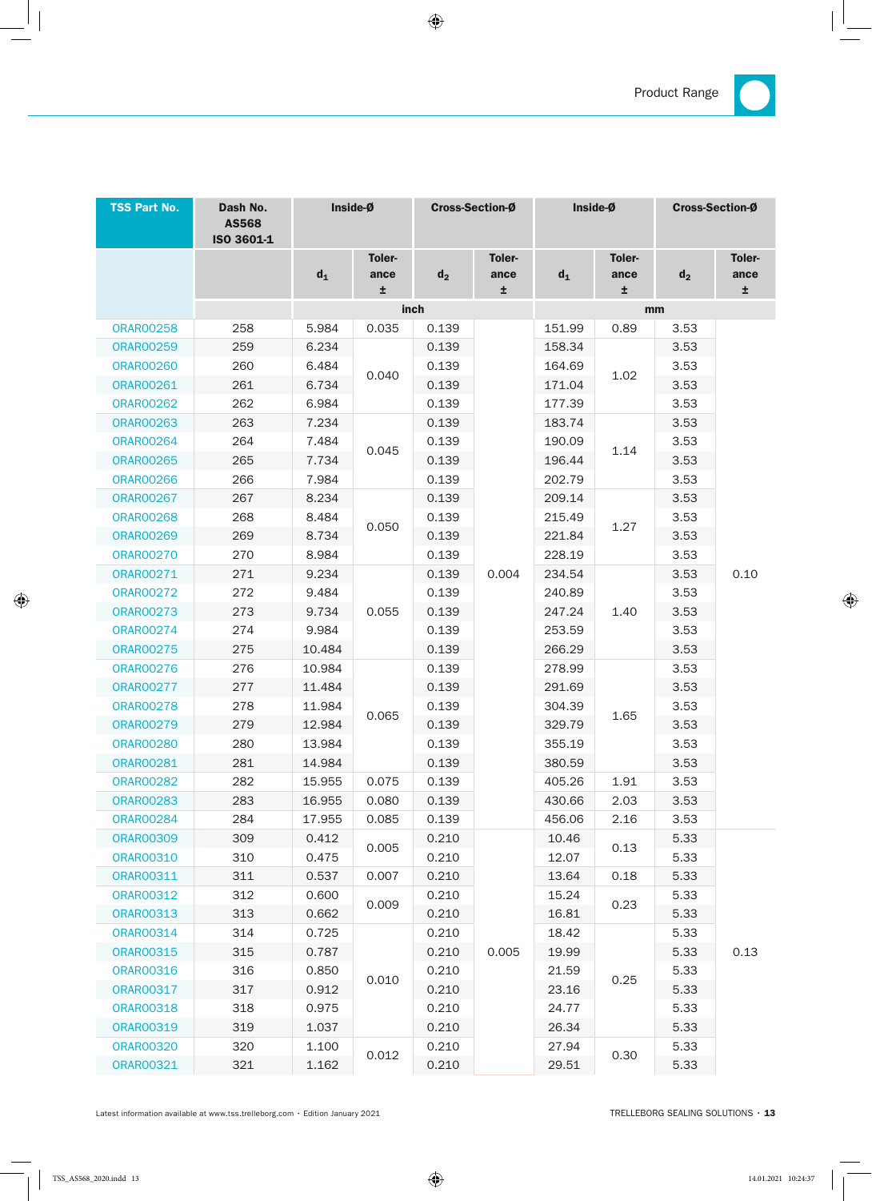| TSS Part No. | Dash No. AS568 ISO 3601-1 | Inside-Ø | | Cross-Section-Ø | | Inside-Ø | | Cross-Section-Ø | |
|---|---|---|---|---|---|---|---|---|---|
| | | $d_1$ | Toler-ance ± | $d_2$ | Toler-ance ± | $d_1$ | Toler-ance ± | $d_2$ | Toler-ance ± |
| | | inch | | | | mm | | | |
| ORAR00258 | 258 | 5.984 | 0.035 | 0.139 | 0.004 | 151.99 | 0.89 | 3.53 | 0.10 |
| ORAR00259 | 259 | 6.234 | 0.040 | 0.139 | 0.004 | 158.34 | 1.02 | 3.53 | 0.10 |
| ORAR00260 | 260 | 6.484 | 0.040 | 0.139 | 0.004 | 164.69 | 1.02 | 3.53 | 0.10 |
| ORAR00261 | 261 | 6.734 | 0.040 | 0.139 | 0.004 | 171.04 | 1.02 | 3.53 | 0.10 |
| ORAR00262 | 262 | 6.984 | 0.040 | 0.139 | 0.004 | 177.39 | 1.02 | 3.53 | 0.10 |
| ORAR00263 | 263 | 7.234 | 0.045 | 0.139 | 0.004 | 183.74 | 1.14 | 3.53 | 0.10 |
| ORAR00264 | 264 | 7.484 | 0.045 | 0.139 | 0.004 | 190.09 | 1.14 | 3.53 | 0.10 |
| ORAR00265 | 265 | 7.734 | 0.045 | 0.139 | 0.004 | 196.44 | 1.14 | 3.53 | 0.10 |
| ORAR00266 | 266 | 7.984 | 0.045 | 0.139 | 0.004 | 202.79 | 1.14 | 3.53 | 0.10 |
| ORAR00267 | 267 | 8.234 | 0.050 | 0.139 | 0.004 | 209.14 | 1.27 | 3.53 | 0.10 |
| ORAR00268 | 268 | 8.484 | 0.050 | 0.139 | 0.004 | 215.49 | 1.27 | 3.53 | 0.10 |
| ORAR00269 | 269 | 8.734 | 0.050 | 0.139 | 0.004 | 221.84 | 1.27 | 3.53 | 0.10 |
| ORAR00270 | 270 | 8.984 | 0.050 | 0.139 | 0.004 | 228.19 | 1.27 | 3.53 | 0.10 |
| ORAR00271 | 271 | 9.234 | 0.055 | 0.139 | 0.004 | 234.54 | 1.40 | 3.53 | 0.10 |
| ORAR00272 | 272 | 9.484 | 0.055 | 0.139 | 0.004 | 240.89 | 1.40 | 3.53 | 0.10 |
| ORAR00273 | 273 | 9.734 | 0.055 | 0.139 | 0.004 | 247.24 | 1.40 | 3.53 | 0.10 |
| ORAR00274 | 274 | 9.984 | 0.055 | 0.139 | 0.004 | 253.59 | 1.40 | 3.53 | 0.10 |
| ORAR00275 | 275 | 10.484 | 0.055 | 0.139 | 0.004 | 266.29 | 1.40 | 3.53 | 0.10 |
| ORAR00276 | 276 | 10.984 | 0.065 | 0.139 | 0.004 | 278.99 | 1.65 | 3.53 | 0.10 |
| ORAR00277 | 277 | 11.484 | 0.065 | 0.139 | 0.004 | 291.69 | 1.65 | 3.53 | 0.10 |
| ORAR00278 | 278 | 11.984 | 0.065 | 0.139 | 0.004 | 304.39 | 1.65 | 3.53 | 0.10 |
| ORAR00279 | 279 | 12.984 | 0.065 | 0.139 | 0.004 | 329.79 | 1.65 | 3.53 | 0.10 |
| ORAR00280 | 280 | 13.984 | 0.065 | 0.139 | 0.004 | 355.19 | 1.65 | 3.53 | 0.10 |
| ORAR00281 | 281 | 14.984 | 0.065 | 0.139 | 0.004 | 380.59 | 1.65 | 3.53 | 0.10 |
| ORAR00282 | 282 | 15.955 | 0.075 | 0.139 | 0.004 | 405.26 | 1.91 | 3.53 | 0.10 |
| ORAR00283 | 283 | 16.955 | 0.080 | 0.139 | 0.004 | 430.66 | 2.03 | 3.53 | 0.10 |
| ORAR00284 | 284 | 17.955 | 0.085 | 0.139 | 0.004 | 456.06 | 2.16 | 3.53 | 0.10 |
| ORAR00309 | 309 | 0.412 | 0.005 | 0.210 | 0.005 | 10.46 | 0.13 | 5.33 | 0.13 |
| ORAR00310 | 310 | 0.475 | 0.005 | 0.210 | 0.005 | 12.07 | 0.13 | 5.33 | 0.13 |
| ORAR00311 | 311 | 0.537 | 0.007 | 0.210 | 0.005 | 13.64 | 0.18 | 5.33 | 0.13 |
| ORAR00312 | 312 | 0.600 | 0.009 | 0.210 | 0.005 | 15.24 | 0.23 | 5.33 | 0.13 |
| ORAR00313 | 313 | 0.662 | 0.009 | 0.210 | 0.005 | 16.81 | 0.23 | 5.33 | 0.13 |
| ORAR00314 | 314 | 0.725 | 0.010 | 0.210 | 0.005 | 18.42 | 0.25 | 5.33 | 0.13 |
| ORAR00315 | 315 | 0.787 | 0.010 | 0.210 | 0.005 | 19.99 | 0.25 | 5.33 | 0.13 |
| ORAR00316 | 316 | 0.850 | 0.010 | 0.210 | 0.005 | 21.59 | 0.25 | 5.33 | 0.13 |
| ORAR00317 | 317 | 0.912 | 0.010 | 0.210 | 0.005 | 23.16 | 0.25 | 5.33 | 0.13 |
| ORAR00318 | 318 | 0.975 | 0.010 | 0.210 | 0.005 | 24.77 | 0.25 | 5.33 | 0.13 |
| ORAR00319 | 319 | 1.037 | 0.010 | 0.210 | 0.005 | 26.34 | 0.25 | 5.33 | 0.13 |
| ORAR00320 | 320 | 1.100 | 0.012 | 0.210 | 0.005 | 27.94 | 0.30 | 5.33 | 0.13 |
| ORAR00321 | 321 | 1.162 | 0.012 | 0.210 | 0.005 | 29.51 | 0.30 | 5.33 | 0.13 |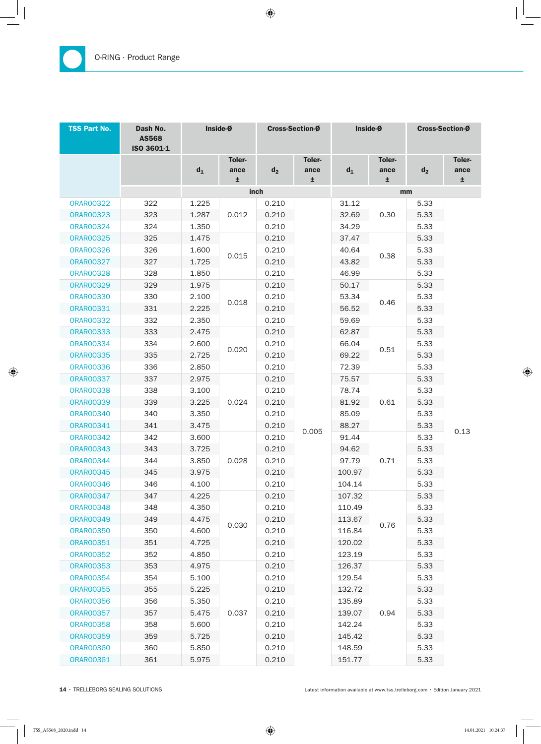## O-RING · Product Range

| TSS Part No. | Dash No. AS568 ISO 3601-1 | Inside-Ø | | Cross-Section-Ø | | Inside-Ø | | Cross-Section-Ø | |
|---|---|---|---|---|---|---|---|---|---|
| | | $d_1$ | Tolerance ± | $d_2$ | Tolerance ± | $d_1$ | Tolerance ± | $d_2$ | Tolerance ± |
| | | inch | | | | mm | | | |
| ORAR00322 | 322 | 1.225 | 0.012 | 0.210 | 0.005 | 31.12 | 0.30 | 5.33 | 0.13 |
| ORAR00323 | 323 | 1.287 | 0.012 | 0.210 | 0.005 | 32.69 | 0.30 | 5.33 | 0.13 |
| ORAR00324 | 324 | 1.350 | 0.012 | 0.210 | 0.005 | 34.29 | 0.30 | 5.33 | 0.13 |
| ORAR00325 | 325 | 1.475 | 0.015 | 0.210 | 0.005 | 37.47 | 0.38 | 5.33 | 0.13 |
| ORAR00326 | 326 | 1.600 | 0.015 | 0.210 | 0.005 | 40.64 | 0.38 | 5.33 | 0.13 |
| ORAR00327 | 327 | 1.725 | 0.015 | 0.210 | 0.005 | 43.82 | 0.38 | 5.33 | 0.13 |
| ORAR00328 | 328 | 1.850 | 0.015 | 0.210 | 0.005 | 46.99 | 0.38 | 5.33 | 0.13 |
| ORAR00329 | 329 | 1.975 | 0.018 | 0.210 | 0.005 | 50.17 | 0.46 | 5.33 | 0.13 |
| ORAR00330 | 330 | 2.100 | 0.018 | 0.210 | 0.005 | 53.34 | 0.46 | 5.33 | 0.13 |
| ORAR00331 | 331 | 2.225 | 0.018 | 0.210 | 0.005 | 56.52 | 0.46 | 5.33 | 0.13 |
| ORAR00332 | 332 | 2.350 | 0.018 | 0.210 | 0.005 | 59.69 | 0.46 | 5.33 | 0.13 |
| ORAR00333 | 333 | 2.475 | 0.020 | 0.210 | 0.005 | 62.87 | 0.51 | 5.33 | 0.13 |
| ORAR00334 | 334 | 2.600 | 0.020 | 0.210 | 0.005 | 66.04 | 0.51 | 5.33 | 0.13 |
| ORAR00335 | 335 | 2.725 | 0.020 | 0.210 | 0.005 | 69.22 | 0.51 | 5.33 | 0.13 |
| ORAR00336 | 336 | 2.850 | 0.020 | 0.210 | 0.005 | 72.39 | 0.51 | 5.33 | 0.13 |
| ORAR00337 | 337 | 2.975 | 0.024 | 0.210 | 0.005 | 75.57 | 0.61 | 5.33 | 0.13 |
| ORAR00338 | 338 | 3.100 | 0.024 | 0.210 | 0.005 | 78.74 | 0.61 | 5.33 | 0.13 |
| ORAR00339 | 339 | 3.225 | 0.024 | 0.210 | 0.005 | 81.92 | 0.61 | 5.33 | 0.13 |
| ORAR00340 | 340 | 3.350 | 0.024 | 0.210 | 0.005 | 85.09 | 0.61 | 5.33 | 0.13 |
| ORAR00341 | 341 | 3.475 | 0.024 | 0.210 | 0.005 | 88.27 | 0.61 | 5.33 | 0.13 |
| ORAR00342 | 342 | 3.600 | 0.028 | 0.210 | 0.005 | 91.44 | 0.71 | 5.33 | 0.13 |
| ORAR00343 | 343 | 3.725 | 0.028 | 0.210 | 0.005 | 94.62 | 0.71 | 5.33 | 0.13 |
| ORAR00344 | 344 | 3.850 | 0.028 | 0.210 | 0.005 | 97.79 | 0.71 | 5.33 | 0.13 |
| ORAR00345 | 345 | 3.975 | 0.028 | 0.210 | 0.005 | 100.97 | 0.71 | 5.33 | 0.13 |
| ORAR00346 | 346 | 4.100 | 0.028 | 0.210 | 0.005 | 104.14 | 0.71 | 5.33 | 0.13 |
| ORAR00347 | 347 | 4.225 | 0.030 | 0.210 | 0.005 | 107.32 | 0.76 | 5.33 | 0.13 |
| ORAR00348 | 348 | 4.350 | 0.030 | 0.210 | 0.005 | 110.49 | 0.76 | 5.33 | 0.13 |
| ORAR00349 | 349 | 4.475 | 0.030 | 0.210 | 0.005 | 113.67 | 0.76 | 5.33 | 0.13 |
| ORAR00350 | 350 | 4.600 | 0.030 | 0.210 | 0.005 | 116.84 | 0.76 | 5.33 | 0.13 |
| ORAR00351 | 351 | 4.725 | 0.030 | 0.210 | 0.005 | 120.02 | 0.76 | 5.33 | 0.13 |
| ORAR00352 | 352 | 4.850 | 0.030 | 0.210 | 0.005 | 123.19 | 0.76 | 5.33 | 0.13 |
| ORAR00353 | 353 | 4.975 | 0.037 | 0.210 | 0.005 | 126.37 | 0.94 | 5.33 | 0.13 |
| ORAR00354 | 354 | 5.100 | 0.037 | 0.210 | 0.005 | 129.54 | 0.94 | 5.33 | 0.13 |
| ORAR00355 | 355 | 5.225 | 0.037 | 0.210 | 0.005 | 132.72 | 0.94 | 5.33 | 0.13 |
| ORAR00356 | 356 | 5.350 | 0.037 | 0.210 | 0.005 | 135.89 | 0.94 | 5.33 | 0.13 |
| ORAR00357 | 357 | 5.475 | 0.037 | 0.210 | 0.005 | 139.07 | 0.94 | 5.33 | 0.13 |
| ORAR00358 | 358 | 5.600 | 0.037 | 0.210 | 0.005 | 142.24 | 0.94 | 5.33 | 0.13 |
| ORAR00359 | 359 | 5.725 | 0.037 | 0.210 | 0.005 | 145.42 | 0.94 | 5.33 | 0.13 |
| ORAR00360 | 360 | 5.850 | 0.037 | 0.210 | 0.005 | 148.59 | 0.94 | 5.33 | 0.13 |
| ORAR00361 | 361 | 5.975 | 0.037 | 0.210 | 0.005 | 151.77 | 0.94 | 5.33 | 0.13 |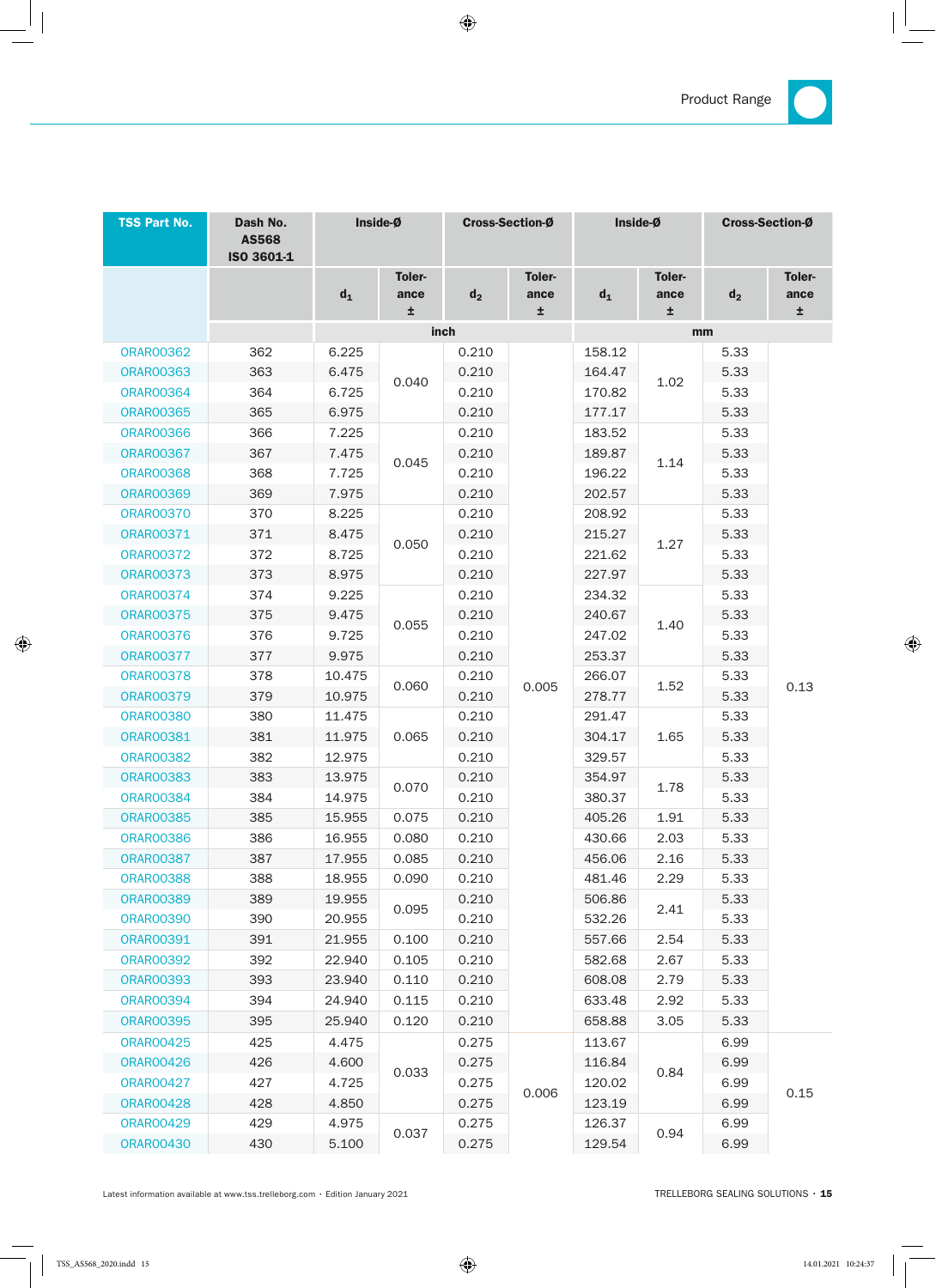| TSS Part No. | Dash No. AS568 ISO 3601-1 | Inside-Ø | | Cross-Section-Ø | | Inside-Ø | | Cross-Section-Ø | |
|---|---|---|---|---|---|---|---|---|---|
| | | $d_1$ | Toler-ance ± | $d_2$ | Toler-ance ± | $d_1$ | Toler-ance ± | $d_2$ | Toler-ance ± |
| | | inch | | | | mm | | | |
| ORAR00362 | 362 | 6.225 | 0.040 | 0.210 | 0.005 | 158.12 | 1.02 | 5.33 | 0.13 |
| ORAR00363 | 363 | 6.475 | 0.040 | 0.210 | 0.005 | 164.47 | 1.02 | 5.33 | 0.13 |
| ORAR00364 | 364 | 6.725 | 0.040 | 0.210 | 0.005 | 170.82 | 1.02 | 5.33 | 0.13 |
| ORAR00365 | 365 | 6.975 | 0.040 | 0.210 | 0.005 | 177.17 | 1.02 | 5.33 | 0.13 |
| ORAR00366 | 366 | 7.225 | 0.045 | 0.210 | 0.005 | 183.52 | 1.14 | 5.33 | 0.13 |
| ORAR00367 | 367 | 7.475 | 0.045 | 0.210 | 0.005 | 189.87 | 1.14 | 5.33 | 0.13 |
| ORAR00368 | 368 | 7.725 | 0.045 | 0.210 | 0.005 | 196.22 | 1.14 | 5.33 | 0.13 |
| ORAR00369 | 369 | 7.975 | 0.045 | 0.210 | 0.005 | 202.57 | 1.14 | 5.33 | 0.13 |
| ORAR00370 | 370 | 8.225 | 0.050 | 0.210 | 0.005 | 208.92 | 1.27 | 5.33 | 0.13 |
| ORAR00371 | 371 | 8.475 | 0.050 | 0.210 | 0.005 | 215.27 | 1.27 | 5.33 | 0.13 |
| ORAR00372 | 372 | 8.725 | 0.050 | 0.210 | 0.005 | 221.62 | 1.27 | 5.33 | 0.13 |
| ORAR00373 | 373 | 8.975 | 0.050 | 0.210 | 0.005 | 227.97 | 1.27 | 5.33 | 0.13 |
| ORAR00374 | 374 | 9.225 | 0.055 | 0.210 | 0.005 | 234.32 | 1.40 | 5.33 | 0.13 |
| ORAR00375 | 375 | 9.475 | 0.055 | 0.210 | 0.005 | 240.67 | 1.40 | 5.33 | 0.13 |
| ORAR00376 | 376 | 9.725 | 0.055 | 0.210 | 0.005 | 247.02 | 1.40 | 5.33 | 0.13 |
| ORAR00377 | 377 | 9.975 | 0.055 | 0.210 | 0.005 | 253.37 | 1.40 | 5.33 | 0.13 |
| ORAR00378 | 378 | 10.475 | 0.060 | 0.210 | 0.005 | 266.07 | 1.52 | 5.33 | 0.13 |
| ORAR00379 | 379 | 10.975 | 0.060 | 0.210 | 0.005 | 278.77 | 1.52 | 5.33 | 0.13 |
| ORAR00380 | 380 | 11.475 | 0.065 | 0.210 | 0.005 | 291.47 | 1.65 | 5.33 | 0.13 |
| ORAR00381 | 381 | 11.975 | 0.065 | 0.210 | 0.005 | 304.17 | 1.65 | 5.33 | 0.13 |
| ORAR00382 | 382 | 12.975 | 0.065 | 0.210 | 0.005 | 329.57 | 1.65 | 5.33 | 0.13 |
| ORAR00383 | 383 | 13.975 | 0.070 | 0.210 | 0.005 | 354.97 | 1.78 | 5.33 | 0.13 |
| ORAR00384 | 384 | 14.975 | 0.070 | 0.210 | 0.005 | 380.37 | 1.78 | 5.33 | 0.13 |
| ORAR00385 | 385 | 15.955 | 0.075 | 0.210 | 0.005 | 405.26 | 1.91 | 5.33 | 0.13 |
| ORAR00386 | 386 | 16.955 | 0.080 | 0.210 | 0.005 | 430.66 | 2.03 | 5.33 | 0.13 |
| ORAR00387 | 387 | 17.955 | 0.085 | 0.210 | 0.005 | 456.06 | 2.16 | 5.33 | 0.13 |
| ORAR00388 | 388 | 18.955 | 0.090 | 0.210 | 0.005 | 481.46 | 2.29 | 5.33 | 0.13 |
| ORAR00389 | 389 | 19.955 | 0.095 | 0.210 | 0.005 | 506.86 | 2.41 | 5.33 | 0.13 |
| ORAR00390 | 390 | 20.955 | 0.095 | 0.210 | 0.005 | 532.26 | 2.41 | 5.33 | 0.13 |
| ORAR00391 | 391 | 21.955 | 0.100 | 0.210 | 0.005 | 557.66 | 2.54 | 5.33 | 0.13 |
| ORAR00392 | 392 | 22.940 | 0.105 | 0.210 | 0.005 | 582.68 | 2.67 | 5.33 | 0.13 |
| ORAR00393 | 393 | 23.940 | 0.110 | 0.210 | 0.005 | 608.08 | 2.79 | 5.33 | 0.13 |
| ORAR00394 | 394 | 24.940 | 0.115 | 0.210 | 0.005 | 633.48 | 2.92 | 5.33 | 0.13 |
| ORAR00395 | 395 | 25.940 | 0.120 | 0.210 | 0.005 | 658.88 | 3.05 | 5.33 | 0.13 |
| ORAR00425 | 425 | 4.475 | 0.033 | 0.275 | 0.006 | 113.67 | 0.84 | 6.99 | 0.15 |
| ORAR00426 | 426 | 4.600 | 0.033 | 0.275 | 0.006 | 116.84 | 0.84 | 6.99 | 0.15 |
| ORAR00427 | 427 | 4.725 | 0.033 | 0.275 | 0.006 | 120.02 | 0.84 | 6.99 | 0.15 |
| ORAR00428 | 428 | 4.850 | 0.033 | 0.275 | 0.006 | 123.19 | 0.84 | 6.99 | 0.15 |
| ORAR00429 | 429 | 4.975 | 0.037 | 0.275 | 0.006 | 126.37 | 0.94 | 6.99 | 0.15 |
| ORAR00430 | 430 | 5.100 | 0.037 | 0.275 | 0.006 | 129.54 | 0.94 | 6.99 | 0.15 |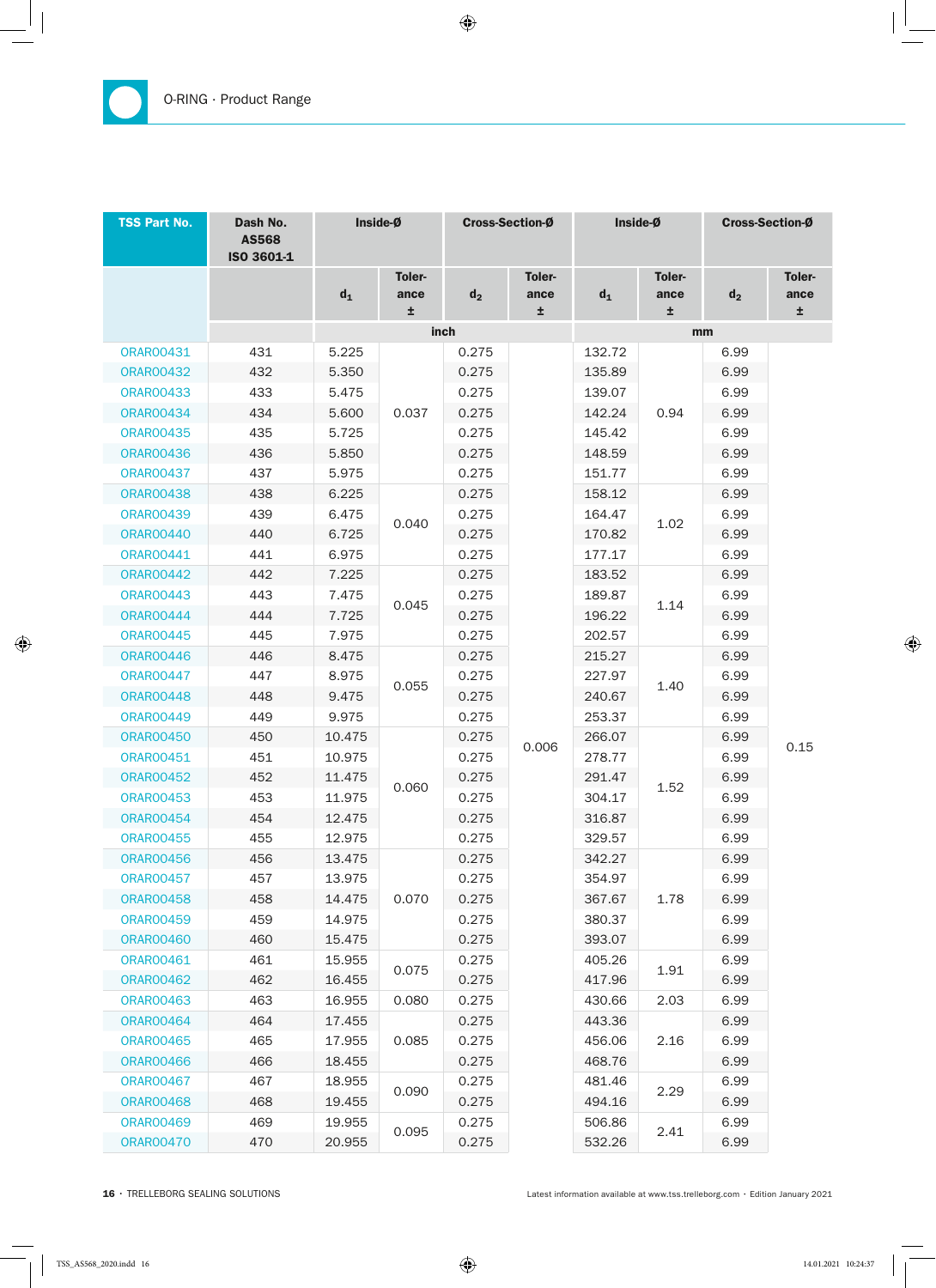## O-RING · Product Range

| TSS Part No. | Dash No. AS568 ISO 3601-1 | Inside-Ø | | Cross-Section-Ø | | Inside-Ø | | Cross-Section-Ø | |
|---|---|---|---|---|---|---|---|---|---|
| | | $d_1$ | Tolerance ± | $d_2$ | Tolerance ± | $d_1$ | Tolerance ± | $d_2$ | Tolerance ± |
| | | inch | | | | mm | | | |
| ORAR00431 | 431 | 5.225 | 0.037 | 0.275 | 0.006 | 132.72 | 0.94 | 6.99 | 0.15 |
| ORAR00432 | 432 | 5.350 | 0.037 | 0.275 | 0.006 | 135.89 | 0.94 | 6.99 | 0.15 |
| ORAR00433 | 433 | 5.475 | 0.037 | 0.275 | 0.006 | 139.07 | 0.94 | 6.99 | 0.15 |
| ORAR00434 | 434 | 5.600 | 0.037 | 0.275 | 0.006 | 142.24 | 0.94 | 6.99 | 0.15 |
| ORAR00435 | 435 | 5.725 | 0.037 | 0.275 | 0.006 | 145.42 | 0.94 | 6.99 | 0.15 |
| ORAR00436 | 436 | 5.850 | 0.037 | 0.275 | 0.006 | 148.59 | 0.94 | 6.99 | 0.15 |
| ORAR00437 | 437 | 5.975 | 0.037 | 0.275 | 0.006 | 151.77 | 0.94 | 6.99 | 0.15 |
| ORAR00438 | 438 | 6.225 | 0.040 | 0.275 | 0.006 | 158.12 | 1.02 | 6.99 | 0.15 |
| ORAR00439 | 439 | 6.475 | 0.040 | 0.275 | 0.006 | 164.47 | 1.02 | 6.99 | 0.15 |
| ORAR00440 | 440 | 6.725 | 0.040 | 0.275 | 0.006 | 170.82 | 1.02 | 6.99 | 0.15 |
| ORAR00441 | 441 | 6.975 | 0.040 | 0.275 | 0.006 | 177.17 | 1.02 | 6.99 | 0.15 |
| ORAR00442 | 442 | 7.225 | 0.045 | 0.275 | 0.006 | 183.52 | 1.14 | 6.99 | 0.15 |
| ORAR00443 | 443 | 7.475 | 0.045 | 0.275 | 0.006 | 189.87 | 1.14 | 6.99 | 0.15 |
| ORAR00444 | 444 | 7.725 | 0.045 | 0.275 | 0.006 | 196.22 | 1.14 | 6.99 | 0.15 |
| ORAR00445 | 445 | 7.975 | 0.045 | 0.275 | 0.006 | 202.57 | 1.14 | 6.99 | 0.15 |
| ORAR00446 | 446 | 8.475 | 0.055 | 0.275 | 0.006 | 215.27 | 1.40 | 6.99 | 0.15 |
| ORAR00447 | 447 | 8.975 | 0.055 | 0.275 | 0.006 | 227.97 | 1.40 | 6.99 | 0.15 |
| ORAR00448 | 448 | 9.475 | 0.055 | 0.275 | 0.006 | 240.67 | 1.40 | 6.99 | 0.15 |
| ORAR00449 | 449 | 9.975 | 0.055 | 0.275 | 0.006 | 253.37 | 1.40 | 6.99 | 0.15 |
| ORAR00450 | 450 | 10.475 | 0.060 | 0.275 | 0.006 | 266.07 | 1.52 | 6.99 | 0.15 |
| ORAR00451 | 451 | 10.975 | 0.060 | 0.275 | 0.006 | 278.77 | 1.52 | 6.99 | 0.15 |
| ORAR00452 | 452 | 11.475 | 0.060 | 0.275 | 0.006 | 291.47 | 1.52 | 6.99 | 0.15 |
| ORAR00453 | 453 | 11.975 | 0.060 | 0.275 | 0.006 | 304.17 | 1.52 | 6.99 | 0.15 |
| ORAR00454 | 454 | 12.475 | 0.060 | 0.275 | 0.006 | 316.87 | 1.52 | 6.99 | 0.15 |
| ORAR00455 | 455 | 12.975 | 0.060 | 0.275 | 0.006 | 329.57 | 1.52 | 6.99 | 0.15 |
| ORAR00456 | 456 | 13.475 | 0.070 | 0.275 | 0.006 | 342.27 | 1.78 | 6.99 | 0.15 |
| ORAR00457 | 457 | 13.975 | 0.070 | 0.275 | 0.006 | 354.97 | 1.78 | 6.99 | 0.15 |
| ORAR00458 | 458 | 14.475 | 0.070 | 0.275 | 0.006 | 367.67 | 1.78 | 6.99 | 0.15 |
| ORAR00459 | 459 | 14.975 | 0.070 | 0.275 | 0.006 | 380.37 | 1.78 | 6.99 | 0.15 |
| ORAR00460 | 460 | 15.475 | 0.070 | 0.275 | 0.006 | 393.07 | 1.78 | 6.99 | 0.15 |
| ORAR00461 | 461 | 15.955 | 0.075 | 0.275 | 0.006 | 405.26 | 1.91 | 6.99 | 0.15 |
| ORAR00462 | 462 | 16.455 | 0.075 | 0.275 | 0.006 | 417.96 | 1.91 | 6.99 | 0.15 |
| ORAR00463 | 463 | 16.955 | 0.080 | 0.275 | 0.006 | 430.66 | 2.03 | 6.99 | 0.15 |
| ORAR00464 | 464 | 17.455 | 0.085 | 0.275 | 0.006 | 443.36 | 2.16 | 6.99 | 0.15 |
| ORAR00465 | 465 | 17.955 | 0.085 | 0.275 | 0.006 | 456.06 | 2.16 | 6.99 | 0.15 |
| ORAR00466 | 466 | 18.455 | 0.085 | 0.275 | 0.006 | 468.76 | 2.16 | 6.99 | 0.15 |
| ORAR00467 | 467 | 18.955 | 0.090 | 0.275 | 0.006 | 481.46 | 2.29 | 6.99 | 0.15 |
| ORAR00468 | 468 | 19.455 | 0.090 | 0.275 | 0.006 | 494.16 | 2.29 | 6.99 | 0.15 |
| ORAR00469 | 469 | 19.955 | 0.095 | 0.275 | 0.006 | 506.86 | 2.41 | 6.99 | 0.15 |
| ORAR00470 | 470 | 20.955 | 0.095 | 0.275 | 0.006 | 532.26 | 2.41 | 6.99 | 0.15 |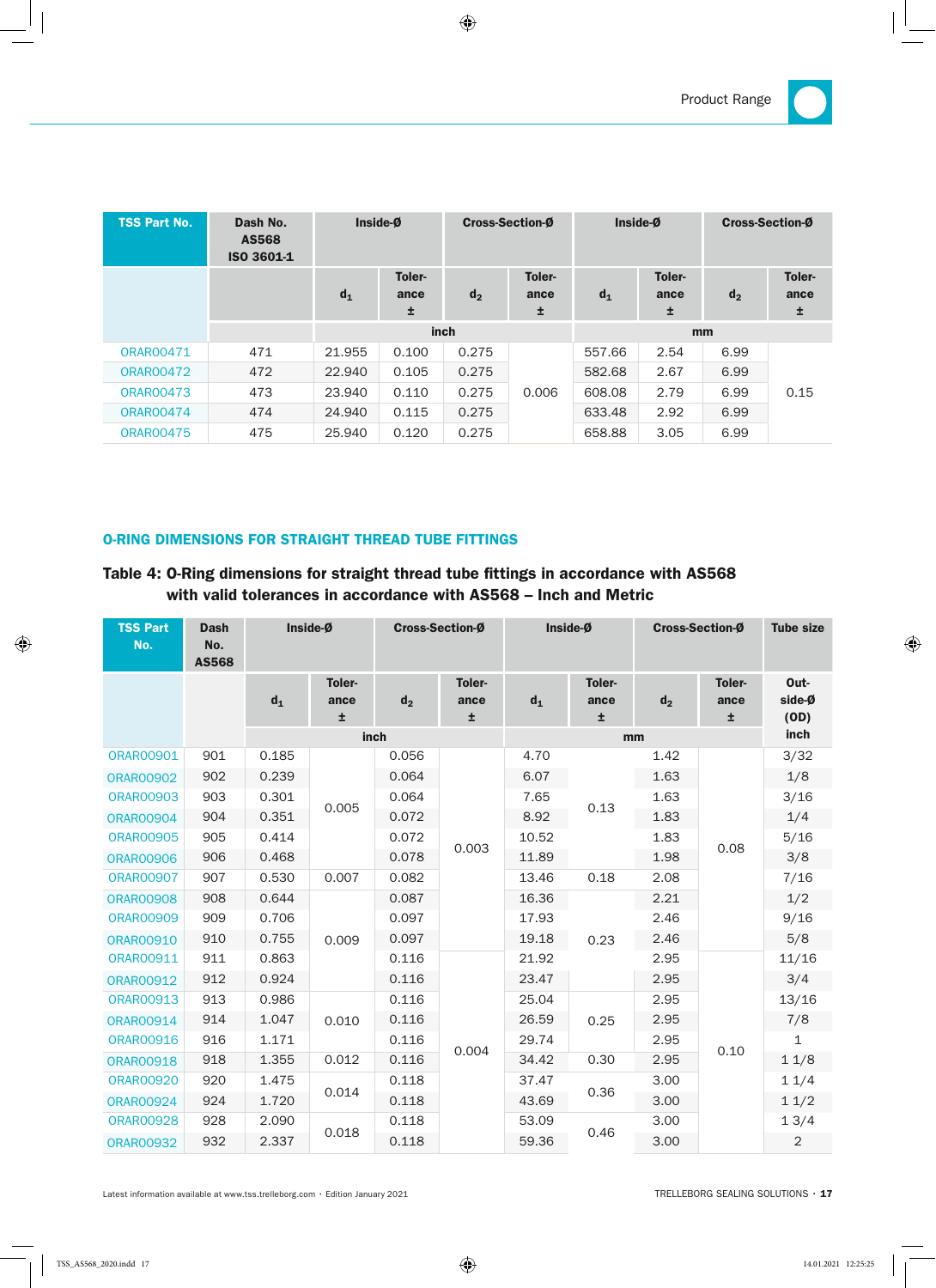| TSS Part No. | Dash No. AS568 ISO 3601-1 | Inside-Ø | | Cross-Section-Ø | | Inside-Ø | | Cross-Section-Ø | |
|---|---|---|---|---|---|---|---|---|---|
| | | $d_1$ | Toler-ance ± | $d_2$ | Toler-ance ± | $d_1$ | Toler-ance ± | $d_2$ | Toler-ance ± |
| | | inch | | | | mm | | | |
| ORAR00471 | 471 | 21.955 | 0.100 | 0.275 | 0.006 | 557.66 | 2.54 | 6.99 | 0.15 |
| ORAR00472 | 472 | 22.940 | 0.105 | 0.275 | 0.006 | 582.68 | 2.67 | 6.99 | 0.15 |
| ORAR00473 | 473 | 23.940 | 0.110 | 0.275 | 0.006 | 608.08 | 2.79 | 6.99 | 0.15 |
| ORAR00474 | 474 | 24.940 | 0.115 | 0.275 | 0.006 | 633.48 | 2.92 | 6.99 | 0.15 |
| ORAR00475 | 475 | 25.940 | 0.120 | 0.275 | 0.006 | 658.88 | 3.05 | 6.99 | 0.15 |

## O-RING DIMENSIONS FOR STRAIGHT THREAD TUBE FITTINGS

**Table 4: O-Ring dimensions for straight thread tube fittings in accordance with AS568 with valid tolerances in accordance with AS568 – Inch and Metric**

| TSS Part No. | Dash No. AS568 | Inside-Ø | | Cross-Section-Ø | | Inside-Ø | | Cross-Section-Ø | | Tube size |
|---|---|---|---|---|---|---|---|---|---|---|
| | | $d_1$ | Toler-ance ± | $d_2$ | Toler-ance ± | $d_1$ | Toler-ance ± | $d_2$ | Toler-ance ± | Out-side-Ø (OD) inch |
| | | inch | | | | mm | | | | |
| ORAR00901 | 901 | 0.185 | 0.005 | 0.056 | 0.003 | 4.70 | 0.13 | 1.42 | 0.08 | 3/32 |
| ORAR00902 | 902 | 0.239 | 0.005 | 0.064 | 0.003 | 6.07 | 0.13 | 1.63 | 0.08 | 1/8 |
| ORAR00903 | 903 | 0.301 | 0.005 | 0.064 | 0.003 | 7.65 | 0.13 | 1.63 | 0.08 | 3/16 |
| ORAR00904 | 904 | 0.351 | 0.005 | 0.072 | 0.003 | 8.92 | 0.13 | 1.83 | 0.08 | 1/4 |
| ORAR00905 | 905 | 0.414 | 0.005 | 0.072 | 0.003 | 10.52 | 0.13 | 1.83 | 0.08 | 5/16 |
| ORAR00906 | 906 | 0.468 | 0.005 | 0.078 | 0.003 | 11.89 | 0.13 | 1.98 | 0.08 | 3/8 |
| ORAR00907 | 907 | 0.530 | 0.007 | 0.082 | 0.003 | 13.46 | 0.18 | 2.08 | 0.08 | 7/16 |
| ORAR00908 | 908 | 0.644 | 0.009 | 0.087 | 0.003 | 16.36 | 0.23 | 2.21 | 0.08 | 1/2 |
| ORAR00909 | 909 | 0.706 | 0.009 | 0.097 | 0.003 | 17.93 | 0.23 | 2.46 | 0.08 | 9/16 |
| ORAR00910 | 910 | 0.755 | 0.009 | 0.097 | 0.003 | 19.18 | 0.23 | 2.46 | 0.08 | 5/8 |
| ORAR00911 | 911 | 0.863 | 0.009 | 0.116 | 0.004 | 21.92 | 0.23 | 2.95 | 0.10 | 11/16 |
| ORAR00912 | 912 | 0.924 | 0.009 | 0.116 | 0.004 | 23.47 | 0.23 | 2.95 | 0.10 | 3/4 |
| ORAR00913 | 913 | 0.986 | 0.010 | 0.116 | 0.004 | 25.04 | 0.25 | 2.95 | 0.10 | 13/16 |
| ORAR00914 | 914 | 1.047 | 0.010 | 0.116 | 0.004 | 26.59 | 0.25 | 2.95 | 0.10 | 7/8 |
| ORAR00916 | 916 | 1.171 | 0.010 | 0.116 | 0.004 | 29.74 | 0.25 | 2.95 | 0.10 | 1 |
| ORAR00918 | 918 | 1.355 | 0.012 | 0.116 | 0.004 | 34.42 | 0.30 | 2.95 | 0.10 | 1 1/8 |
| ORAR00920 | 920 | 1.475 | 0.014 | 0.118 | 0.004 | 37.47 | 0.36 | 3.00 | 0.10 | 1 1/4 |
| ORAR00924 | 924 | 1.720 | 0.014 | 0.118 | 0.004 | 43.69 | 0.36 | 3.00 | 0.10 | 1 1/2 |
| ORAR00928 | 928 | 2.090 | 0.018 | 0.118 | 0.004 | 53.09 | 0.46 | 3.00 | 0.10 | 1 3/4 |
| ORAR00932 | 932 | 2.337 | 0.018 | 0.118 | 0.004 | 59.36 | 0.46 | 3.00 | 0.10 | 2 |

Latest information available at www.tss.trelleborg.com · Edition January 2021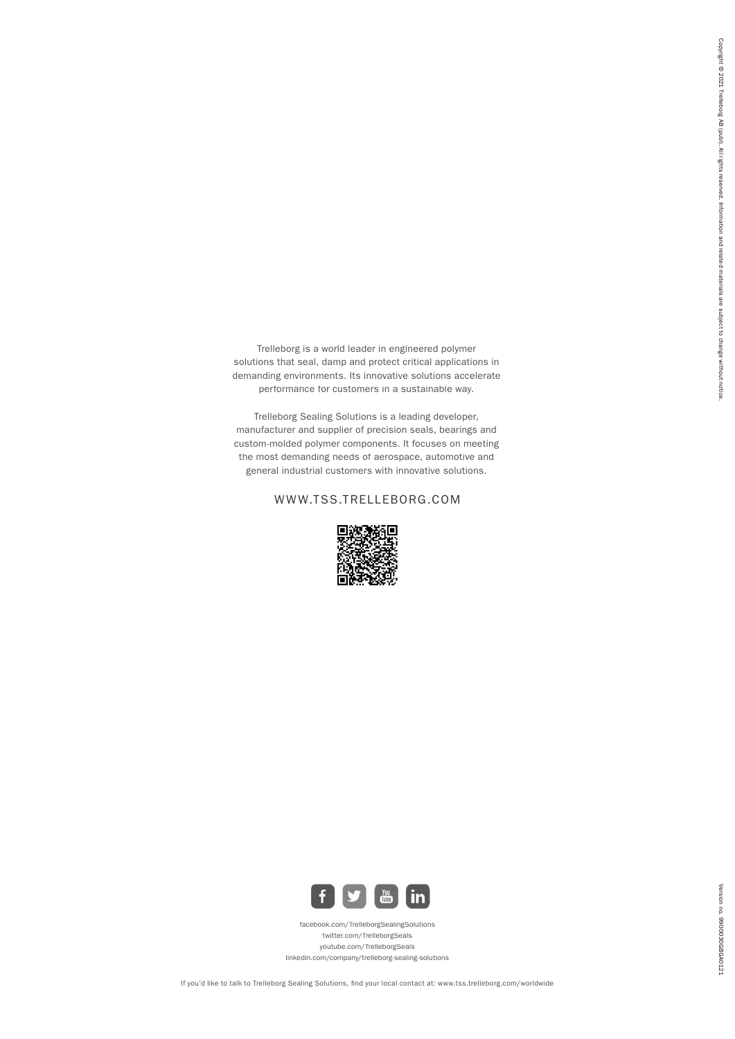Trelleborg is a world leader in engineered polymer solutions that seal, damp and protect critical applications in demanding environments. Its innovative solutions accelerate performance for customers in a sustainable way.

Trelleborg Sealing Solutions is a leading developer, manufacturer and supplier of precision seals, bearings and custom-molded polymer components. It focuses on meeting the most demanding needs of aerospace, automotive and general industrial customers with innovative solutions.

WWW.TSS.TRELLEBORG.COM

facebook.com/TrelleborgSealingSolutions
twitter.com/TrelleborgSeals
youtube.com/TrelleborgSeals
linkedin.com/company/trelleborg-sealing-solutions

If you'd like to talk to Trelleborg Sealing Solutions, find your local contact at: www.tss.trelleborg.com/worldwide

Copyright © 2021 Trelleborg AB (publ). All rights reserved. Information and related materials are subject to change without notice.

Version no. 99GO030GBGA0121